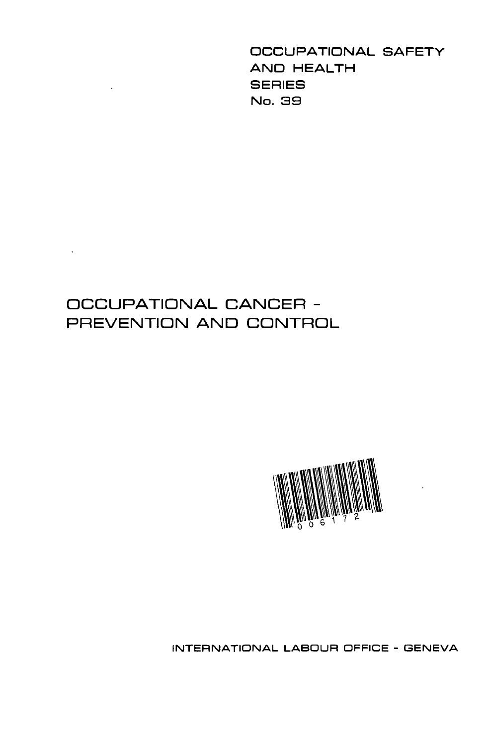OCCUPATIONAL SAFETY AND HEALTH SERIES No. 39

# OCCUPATIONAL CANCER - PREVENTION AND CONTROL

INTERNATIONAL LABOUR OFFICE - GENEVA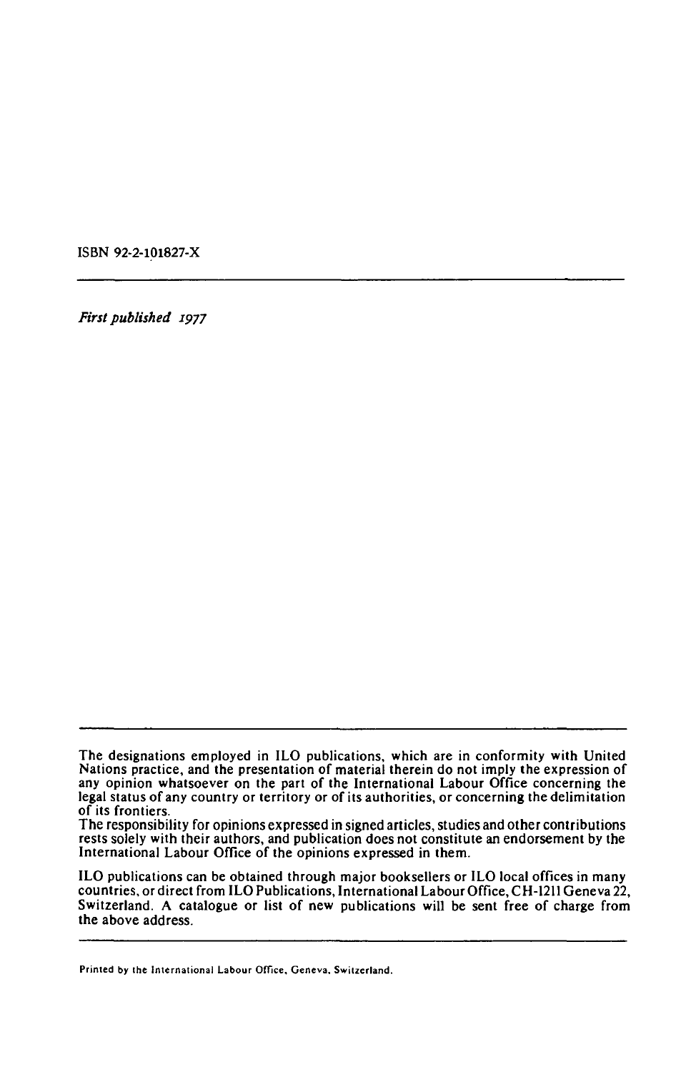ISBN 92-2-101827-X

---

*First published 1977*

---

The designations employed in ILO publications, which are in conformity with United Nations practice, and the presentation of material therein do not imply the expression of any opinion whatsoever on the part of the International Labour Office concerning the legal status of any country or territory or of its authorities, or concerning the delimitation of its frontiers.
The responsibility for opinions expressed in signed articles, studies and other contributions rests solely with their authors, and publication does not constitute an endorsement by the International Labour Office of the opinions expressed in them.

ILO publications can be obtained through major booksellers or ILO local offices in many countries, or direct from ILO Publications, International Labour Office, CH-1211 Geneva 22, Switzerland. A catalogue or list of new publications will be sent free of charge from the above address.

---

Printed by the International Labour Office, Geneva, Switzerland.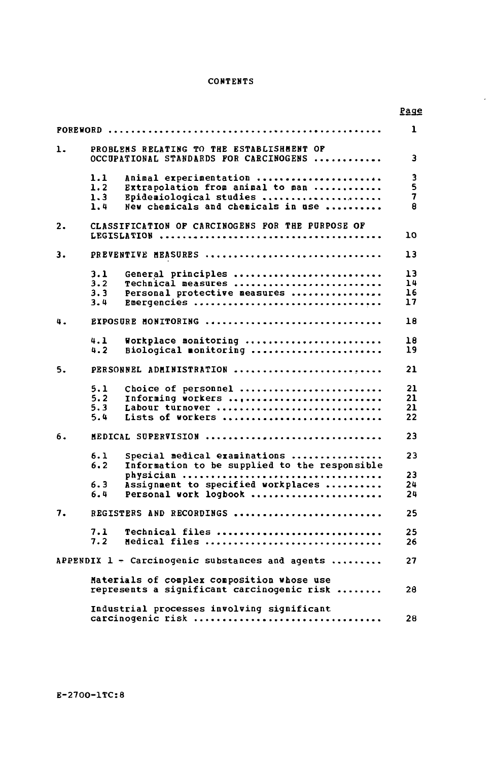# CONTENTS

| | Page |
|---|---|
| FOREWORD | 1 |
| 1. PROBLEMS RELATING TO THE ESTABLISHMENT OF OCCUPATIONAL STANDARDS FOR CARCINOGENS | 3 |
| 1.1 Animal experimentation | 3 |
| 1.2 Extrapolation from animal to man | 5 |
| 1.3 Epidemiological studies | 7 |
| 1.4 New chemicals and chemicals in use | 8 |
| 2. CLASSIFICATION OF CARCINOGENS FOR THE PURPOSE OF LEGISLATION | 10 |
| 3. PREVENTIVE MEASURES | 13 |
| 3.1 General principles | 13 |
| 3.2 Technical measures | 14 |
| 3.3 Personal protective measures | 16 |
| 3.4 Emergencies | 17 |
| 4. EXPOSURE MONITORING | 18 |
| 4.1 Workplace monitoring | 18 |
| 4.2 Biological monitoring | 19 |
| 5. PERSONNEL ADMINISTRATION | 21 |
| 5.1 Choice of personnel | 21 |
| 5.2 Informing workers | 21 |
| 5.3 Labour turnover | 21 |
| 5.4 Lists of workers | 22 |
| 6. MEDICAL SUPERVISION | 23 |
| 6.1 Special medical examinations | 23 |
| 6.2 Information to be supplied to the responsible physician | 23 |
| 6.3 Assignment to specified workplaces | 24 |
| 6.4 Personal work logbook | 24 |
| 7. REGISTERS AND RECORDINGS | 25 |
| 7.1 Technical files | 25 |
| 7.2 Medical files | 26 |
| APPENDIX 1 - Carcinogenic substances and agents | 27 |
| Materials of complex composition whose use represents a significant carcinogenic risk | 28 |
| Industrial processes involving significant carcinogenic risk | 28 |

E-2700-1TC:8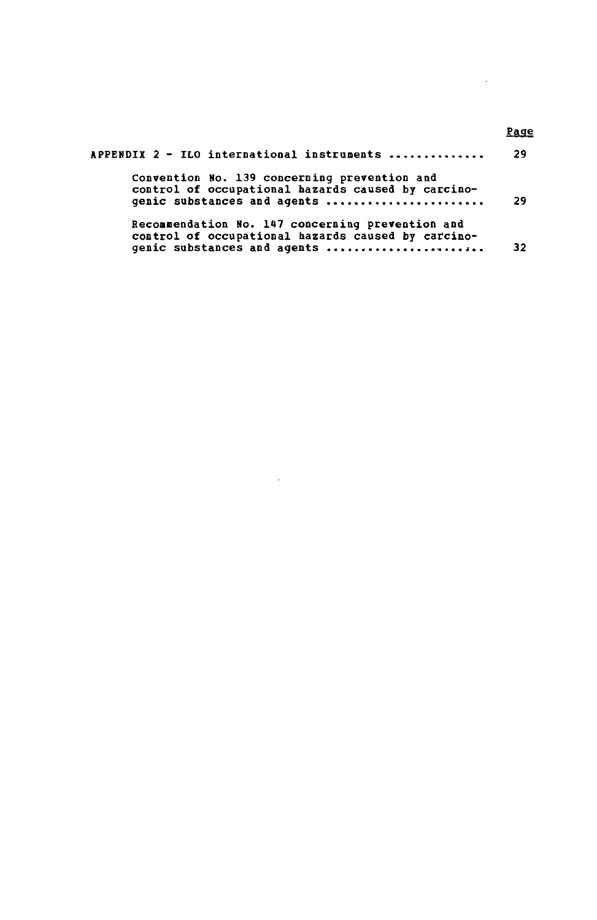| | Page |
|---|---|
| APPENDIX 2 - ILO international instruments .............. | 29 |
| Convention No. 139 concerning prevention and control of occupational hazards caused by carcinogenic substances and agents ....................... | 29 |
| Recommendation No. 147 concerning prevention and control of occupational hazards caused by carcinogenic substances and agents ....................... | 32 |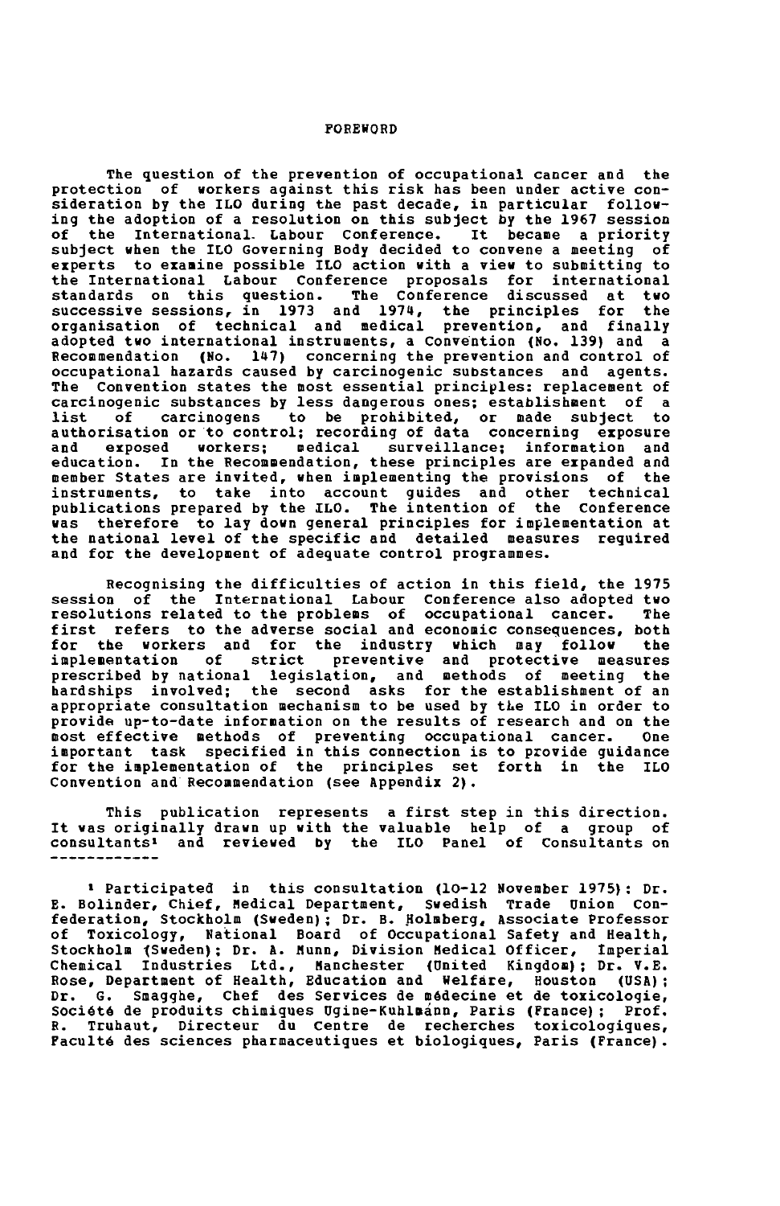# FOREWORD

The question of the prevention of occupational cancer and the protection of workers against this risk has been under active consideration by the ILO during the past decade, in particular following the adoption of a resolution on this subject by the 1967 session of the International Labour Conference. It became a priority subject when the ILO Governing Body decided to convene a meeting of experts to examine possible ILO action with a view to submitting to the International Labour Conference proposals for international standards on this question. The Conference discussed at two successive sessions, in 1973 and 1974, the principles for the organisation of technical and medical prevention, and finally adopted two international instruments, a Convention (No. 139) and a Recommendation (No. 147) concerning the prevention and control of occupational hazards caused by carcinogenic substances and agents. The Convention states the most essential principles: replacement of carcinogenic substances by less dangerous ones; establishment of a list of carcinogens to be prohibited, or made subject to authorisation or to control; recording of data concerning exposure and exposed workers; medical surveillance; information and education. In the Recommendation, these principles are expanded and member States are invited, when implementing the provisions of the instruments, to take into account guides and other technical publications prepared by the ILO. The intention of the Conference was therefore to lay down general principles for implementation at the national level of the specific and detailed measures required and for the development of adequate control programmes.

Recognising the difficulties of action in this field, the 1975 session of the International Labour Conference also adopted two resolutions related to the problems of occupational cancer. The first refers to the adverse social and economic consequences, both for the workers and for the industry which may follow the implementation of strict preventive and protective measures prescribed by national legislation, and methods of meeting the hardships involved; the second asks for the establishment of an appropriate consultation mechanism to be used by the ILO in order to provide up-to-date information on the results of research and on the most effective methods of preventing occupational cancer. One important task specified in this connection is to provide guidance for the implementation of the principles set forth in the ILO Convention and Recommendation (see Appendix 2).

This publication represents a first step in this direction. It was originally drawn up with the valuable help of a group of consultants[1] and reviewed by the ILO Panel of Consultants on

------------

[1] Participated in this consultation (10-12 November 1975): Dr. E. Bolinder, Chief, Medical Department, Swedish Trade Union Confederation, Stockholm (Sweden); Dr. B. Holmberg, Associate Professor of Toxicology, National Board of Occupational Safety and Health, Stockholm (Sweden); Dr. A. Munn, Division Medical Officer, Imperial Chemical Industries Ltd., Manchester (United Kingdom); Dr. V.E. Rose, Department of Health, Education and Welfare, Houston (USA); Dr. G. Smagghe, Chef des Services de médecine et de toxicologie, Société de produits chimiques Ugine-Kuhlmann, Paris (France); Prof. R. Truhaut, Directeur du Centre de recherches toxicologiques, Faculté des sciences pharmaceutiques et biologiques, Paris (France).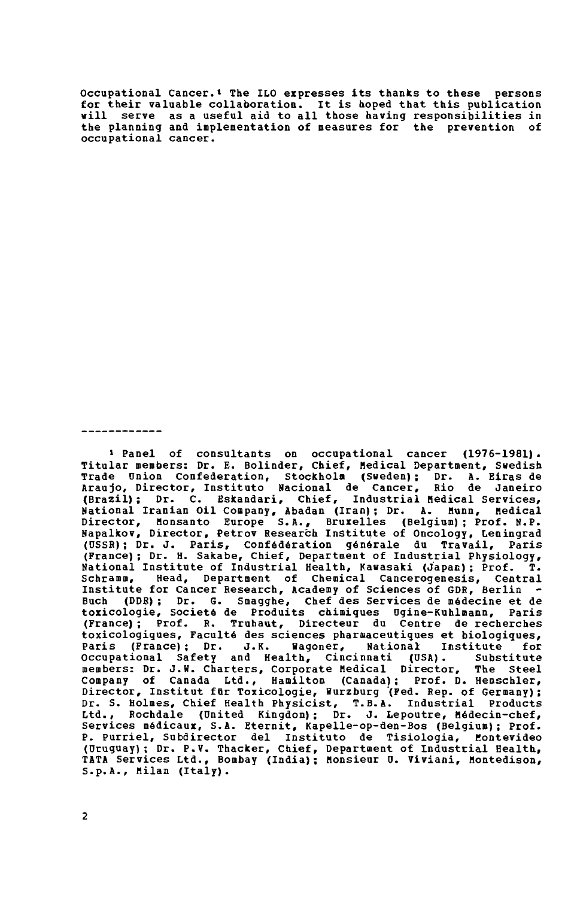Occupational Cancer.[1] The ILO expresses its thanks to these persons for their valuable collaboration. It is hoped that this publication will serve as a useful aid to all those having responsibilities in the planning and implementation of measures for the prevention of occupational cancer.

---

[1] Panel of consultants on occupational cancer (1976-1981). Titular members: Dr. E. Bolinder, Chief, Medical Department, Swedish Trade Union Confederation, Stockholm (Sweden); Dr. A. Eiras de Araujo, Director, Instituto Nacional de Cancer, Rio de Janeiro (Brazil); Dr. C. Eskandari, Chief, Industrial Medical Services, National Iranian Oil Company, Abadan (Iran); Dr. A. Munn, Medical Director, Monsanto Europe S.A., Bruxelles (Belgium); Prof. N.P. Napalkov, Director, Petrov Research Institute of Oncology, Leningrad (USSR); Dr. J. Paris, Confédération générale du Travail, Paris (France); Dr. H. Sakabe, Chief, Department of Industrial Physiology, National Institute of Industrial Health, Kawasaki (Japan); Prof. T. Schramm, Head, Department of Chemical Cancerogenesis, Central Institute for Cancer Research, Academy of Sciences of GDR, Berlin - Buch (DDR); Dr. G. Smagghe, Chef des Services de médecine et de toxicologie, Societé de Produits chimiques Ugine-Kuhlmann, Paris (France); Prof. R. Truhaut, Directeur du Centre de recherches toxicologiques, Faculté des sciences pharmaceutiques et biologiques, Paris (France); Dr. J.K. Wagoner, National Institute for Occupational Safety and Health, Cincinnati (USA). Substitute members: Dr. J.W. Charters, Corporate Medical Director, The Steel Company of Canada Ltd., Hamilton (Canada); Prof. D. Henschler, Director, Institut für Toxicologie, Wurzburg (Fed. Rep. of Germany); Dr. S. Holmes, Chief Health Physicist, T.B.A. Industrial Products Ltd., Rochdale (United Kingdom); Dr. J. Lepoutre, Médecin-chef, Services médicaux, S.A. Eternit, Kapelle-op-den-Bos (Belgium); Prof. P. Purriel, Subdirector del Instituto de Tisiologia, Montevideo (Uruguay); Dr. P.V. Thacker, Chief, Department of Industrial Health, TATA Services Ltd., Bombay (India); Monsieur U. Viviani, Montedison, S.p.A., Milan (Italy).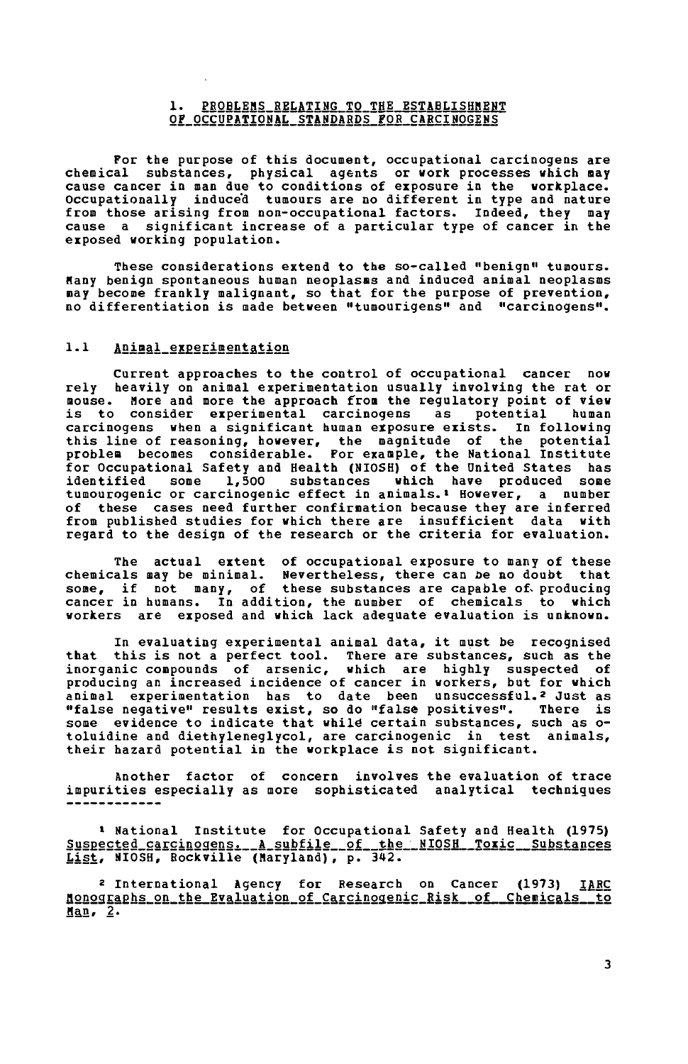## 1. PROBLEMS RELATING TO THE ESTABLISHMENT OF OCCUPATIONAL STANDARDS FOR CARCINOGENS

For the purpose of this document, occupational carcinogens are chemical substances, physical agents or work processes which may cause cancer in man due to conditions of exposure in the workplace. Occupationally induced tumours are no different in type and nature from those arising from non-occupational factors. Indeed, they may cause a significant increase of a particular type of cancer in the exposed working population.

These considerations extend to the so-called "benign" tumours. Many benign spontaneous human neoplasms and induced animal neoplasms may become frankly malignant, so that for the purpose of prevention, no differentiation is made between "tumourigens" and "carcinogens".

### 1.1 Animal experimentation

Current approaches to the control of occupational cancer now rely heavily on animal experimentation usually involving the rat or mouse. More and more the approach from the regulatory point of view is to consider experimental carcinogens as potential human carcinogens when a significant human exposure exists. In following this line of reasoning, however, the magnitude of the potential problem becomes considerable. For example, the National Institute for Occupational Safety and Health (NIOSH) of the United States has identified some 1,500 substances which have produced some tumourogenic or carcinogenic effect in animals.[1] However, a number of these cases need further confirmation because they are inferred from published studies for which there are insufficient data with regard to the design of the research or the criteria for evaluation.

The actual extent of occupational exposure to many of these chemicals may be minimal. Nevertheless, there can be no doubt that some, if not many, of these substances are capable of producing cancer in humans. In addition, the number of chemicals to which workers are exposed and which lack adequate evaluation is unknown.

In evaluating experimental animal data, it must be recognised that this is not a perfect tool. There are substances, such as the inorganic compounds of arsenic, which are highly suspected of producing an increased incidence of cancer in workers, but for which animal experimentation has to date been unsuccessful.[2] Just as "false negative" results exist, so do "false positives". There is some evidence to indicate that while certain substances, such as o-toluidine and diethyleneglycol, are carcinogenic in test animals, their hazard potential in the workplace is not significant.

Another factor of concern involves the evaluation of trace impurities especially as more sophisticated analytical techniques

---

[1] National Institute for Occupational Safety and Health (1975) *Suspected carcinogens. A subfile of the NIOSH Toxic Substances List*, NIOSH, Rockville (Maryland), p. 342.

[2] International Agency for Research on Cancer (1973) *IARC Monographs on the Evaluation of Carcinogenic Risk of Chemicals to Man*, 2.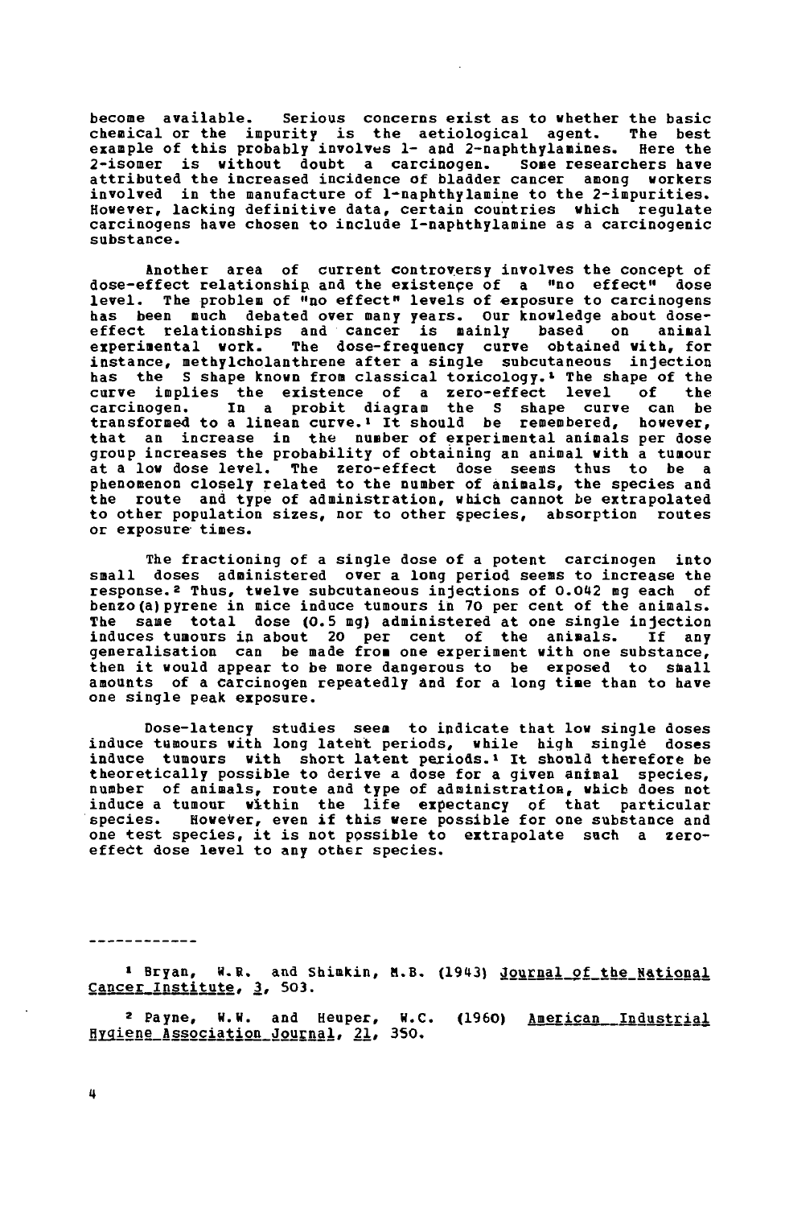become available. Serious concerns exist as to whether the basic chemical or the impurity is the aetiological agent. The best example of this probably involves 1- and 2-naphthylamines. Here the 2-isomer is without doubt a carcinogen. Some researchers have attributed the increased incidence of bladder cancer among workers involved in the manufacture of 1-naphthylamine to the 2-impurities. However, lacking definitive data, certain countries which regulate carcinogens have chosen to include I-naphthylamine as a carcinogenic substance.

Another area of current controversy involves the concept of dose-effect relationship and the existence of a "no effect" dose level. The problem of "no effect" levels of exposure to carcinogens has been much debated over many years. Our knowledge about dose-effect relationships and cancer is mainly based on animal experimental work. The dose-frequency curve obtained with, for instance, methylcholanthrene after a single subcutaneous injection has the S shape known from classical toxicology.[1] The shape of the curve implies the existence of a zero-effect level of the carcinogen. In a probit diagram the S shape curve can be transformed to a linear curve.[1] It should be remembered, however, that an increase in the number of experimental animals per dose group increases the probability of obtaining an animal with a tumour at a low dose level. The zero-effect dose seems thus to be a phenomenon closely related to the number of animals, the species and the route and type of administration, which cannot be extrapolated to other population sizes, nor to other species, absorption routes or exposure times.

The fractioning of a single dose of a potent carcinogen into small doses administered over a long period seems to increase the response.[2] Thus, twelve subcutaneous injections of 0.042 mg each of benzo(a)pyrene in mice induce tumours in 70 per cent of the animals. The same total dose (0.5 mg) administered at one single injection induces tumours in about 20 per cent of the animals. If any generalisation can be made from one experiment with one substance, then it would appear to be more dangerous to be exposed to small amounts of a carcinogen repeatedly and for a long time than to have one single peak exposure.

Dose-latency studies seem to indicate that low single doses induce tumours with long latent periods, while high single doses induce tumours with short latent periods.[1] It should therefore be theoretically possible to derive a dose for a given animal species, number of animals, route and type of administration, which does not induce a tumour within the life expectancy of that particular species. However, even if this were possible for one substance and one test species, it is not possible to extrapolate such a zero-effect dose level to any other species.

------------

[1] Bryan, W.R. and Shimkin, M.B. (1943) Journal of the National Cancer Institute, 3, 503.

[2] Payne, W.W. and Heuper, W.C. (1960) American Industrial Hygiene Association Journal, 21, 350.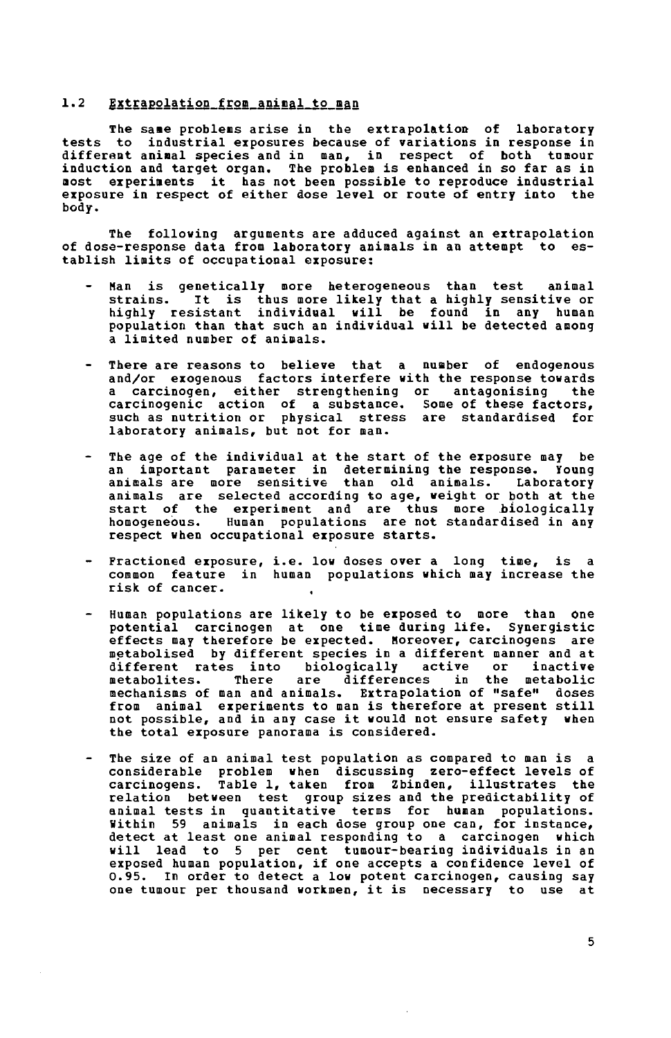### 1.2 Extrapolation from animal to man

The same problems arise in the extrapolation of laboratory tests to industrial exposures because of variations in response in different animal species and in man, in respect of both tumour induction and target organ. The problem is enhanced in so far as in most experiments it has not been possible to reproduce industrial exposure in respect of either dose level or route of entry into the body.

The following arguments are adduced against an extrapolation of dose-response data from laboratory animals in an attempt to establish limits of occupational exposure:

- Man is genetically more heterogeneous than test animal strains. It is thus more likely that a highly sensitive or highly resistant individual will be found in any human population than that such an individual will be detected among a limited number of animals.

- There are reasons to believe that a number of endogenous and/or exogenous factors interfere with the response towards a carcinogen, either strengthening or antagonising the carcinogenic action of a substance. Some of these factors, such as nutrition or physical stress are standardised for laboratory animals, but not for man.

- The age of the individual at the start of the exposure may be an important parameter in determining the response. Young animals are more sensitive than old animals. Laboratory animals are selected according to age, weight or both at the start of the experiment and are thus more biologically homogeneous. Human populations are not standardised in any respect when occupational exposure starts.

- Fractioned exposure, i.e. low doses over a long time, is a common feature in human populations which may increase the risk of cancer.

- Human populations are likely to be exposed to more than one potential carcinogen at one time during life. Synergistic effects may therefore be expected. Moreover, carcinogens are metabolised by different species in a different manner and at different rates into biologically active or inactive metabolites. There are differences in the metabolic mechanisms of man and animals. Extrapolation of "safe" doses from animal experiments to man is therefore at present still not possible, and in any case it would not ensure safety when the total exposure panorama is considered.

- The size of an animal test population as compared to man is a considerable problem when discussing zero-effect levels of carcinogens. Table 1, taken from Zbinden, illustrates the relation between test group sizes and the predictability of animal tests in quantitative terms for human populations. Within 59 animals in each dose group one can, for instance, detect at least one animal responding to a carcinogen which will lead to 5 per cent tumour-bearing individuals in an exposed human population, if one accepts a confidence level of 0.95. In order to detect a low potent carcinogen, causing say one tumour per thousand workmen, it is necessary to use at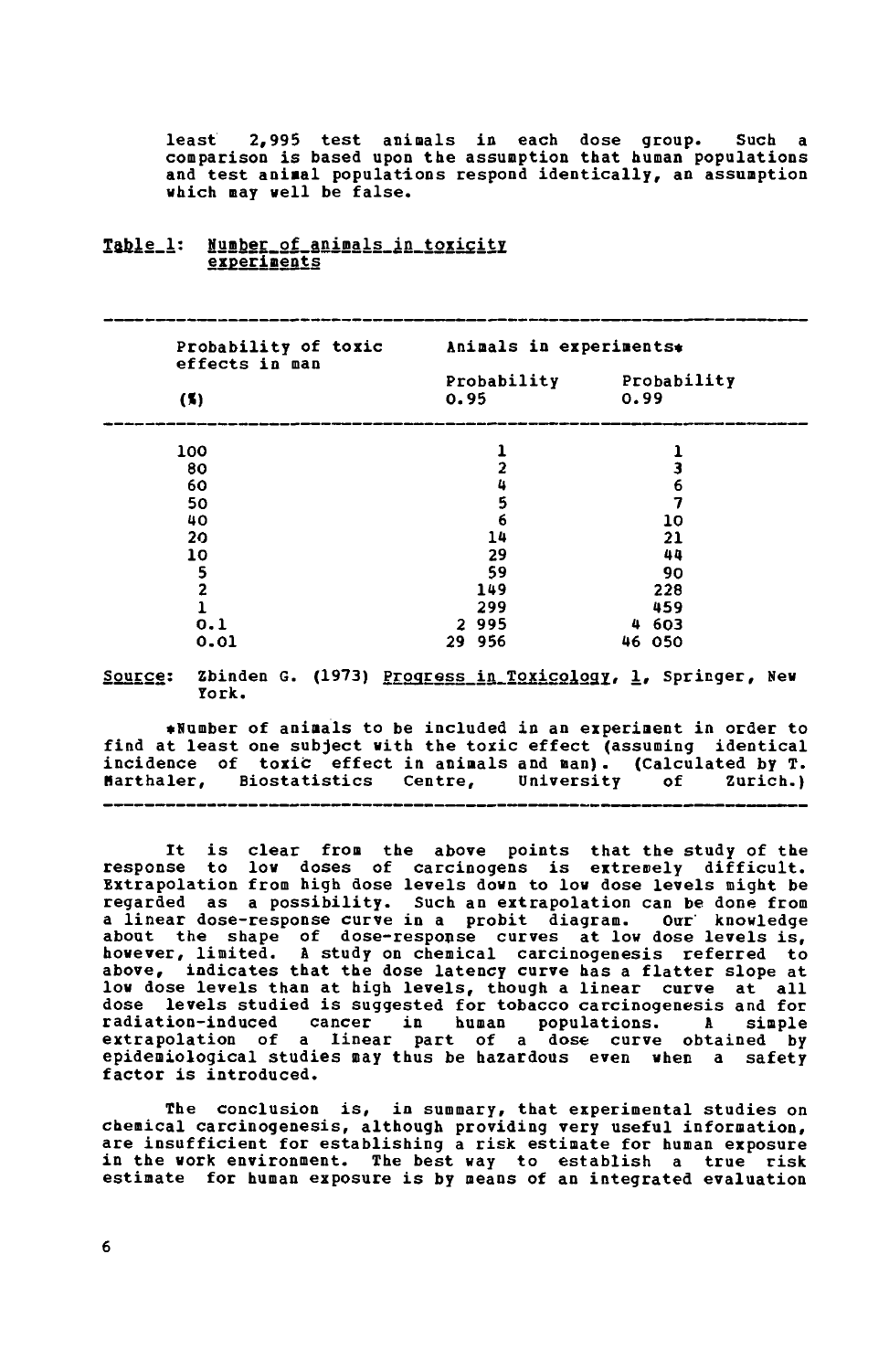least 2,995 test animals in each dose group. Such a comparison is based upon the assumption that human populations and test animal populations respond identically, an assumption which may well be false.

Table 1: Number of animals in toxicity experiments

| Probability of toxic effects in man (%) | Animals in experiments* | |
|---|---|---|
| | Probability 0.95 | Probability 0.99 |
| 100 | 1 | 1 |
| 80 | 2 | 3 |
| 60 | 4 | 6 |
| 50 | 5 | 7 |
| 40 | 6 | 10 |
| 20 | 14 | 21 |
| 10 | 29 | 44 |
| 5 | 59 | 90 |
| 2 | 149 | 228 |
| 1 | 299 | 459 |
| 0.1 | 2 995 | 4 603 |
| 0.01 | 29 956 | 46 050 |

Source: Zbinden G. (1973) Progress in Toxicology, 1, Springer, New York.

*Number of animals to be included in an experiment in order to find at least one subject with the toxic effect (assuming identical incidence of toxic effect in animals and man). (Calculated by T. Marthaler, Biostatistics Centre, University of Zurich.)

It is clear from the above points that the study of the response to low doses of carcinogens is extremely difficult. Extrapolation from high dose levels down to low dose levels might be regarded as a possibility. Such an extrapolation can be done from a linear dose-response curve in a probit diagram. Our knowledge about the shape of dose-response curves at low dose levels is, however, limited. A study on chemical carcinogenesis referred to above, indicates that the dose latency curve has a flatter slope at low dose levels than at high levels, though a linear curve at all dose levels studied is suggested for tobacco carcinogenesis and for radiation-induced cancer in human populations. A simple extrapolation of a linear part of a dose curve obtained by epidemiological studies may thus be hazardous even when a safety factor is introduced.

The conclusion is, in summary, that experimental studies on chemical carcinogenesis, although providing very useful information, are insufficient for establishing a risk estimate for human exposure in the work environment. The best way to establish a true risk estimate for human exposure is by means of an integrated evaluation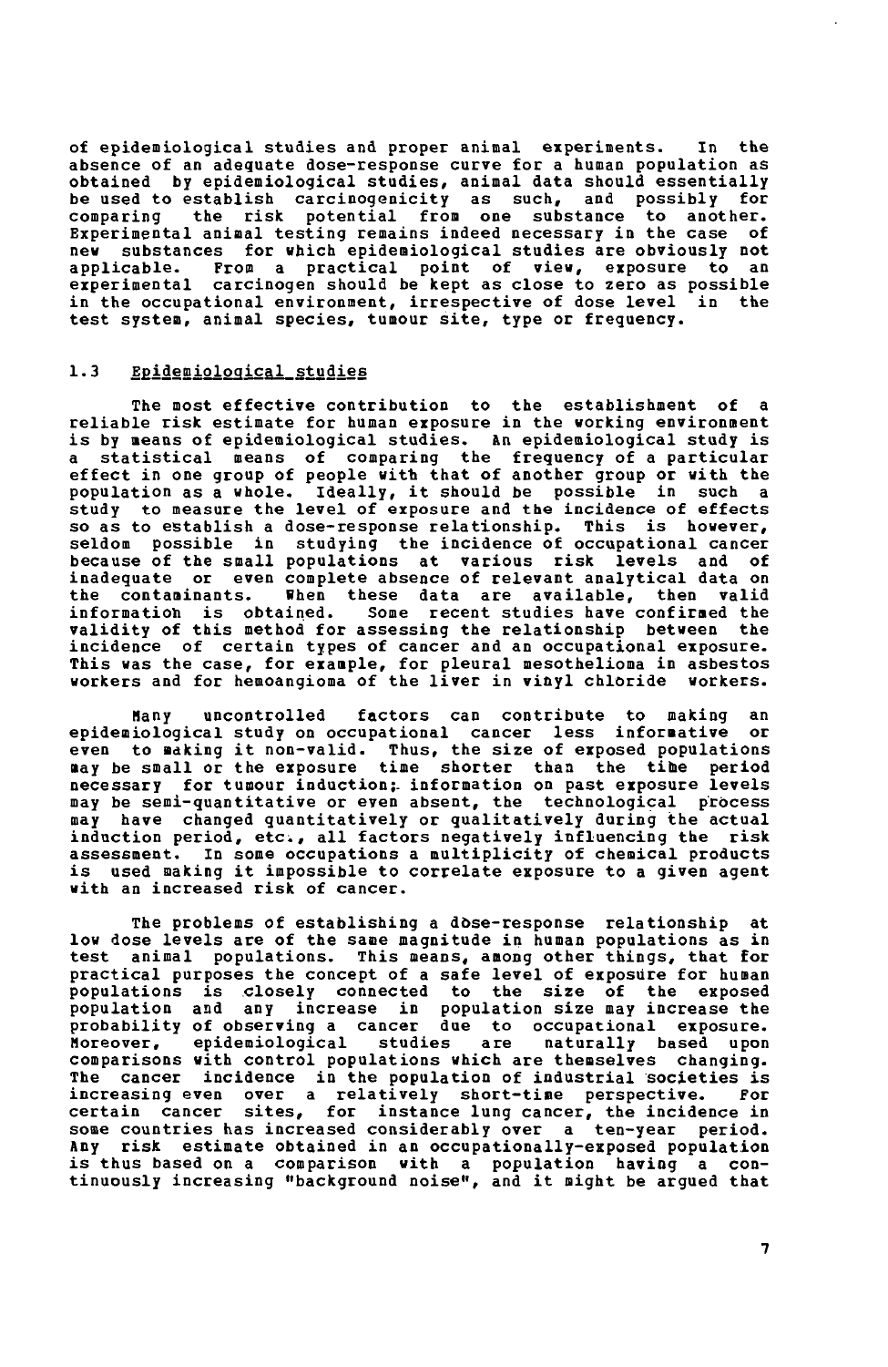of epidemiological studies and proper animal experiments. In the absence of an adequate dose-response curve for a human population as obtained by epidemiological studies, animal data should essentially be used to establish carcinogenicity as such, and possibly for comparing the risk potential from one substance to another. Experimental animal testing remains indeed necessary in the case of new substances for which epidemiological studies are obviously not applicable. From a practical point of view, exposure to an experimental carcinogen should be kept as close to zero as possible in the occupational environment, irrespective of dose level in the test system, animal species, tumour site, type or frequency.

## 1.3 Epidemiological studies

The most effective contribution to the establishment of a reliable risk estimate for human exposure in the working environment is by means of epidemiological studies. An epidemiological study is a statistical means of comparing the frequency of a particular effect in one group of people with that of another group or with the population as a whole. Ideally, it should be possible in such a study to measure the level of exposure and the incidence of effects so as to establish a dose-response relationship. This is however, seldom possible in studying the incidence of occupational cancer because of the small populations at various risk levels and of inadequate or even complete absence of relevant analytical data on the contaminants. When these data are available, then valid information is obtained. Some recent studies have confirmed the validity of this method for assessing the relationship between the incidence of certain types of cancer and an occupational exposure. This was the case, for example, for pleural mesothelioma in asbestos workers and for hemoangioma of the liver in vinyl chloride workers.

Many uncontrolled factors can contribute to making an epidemiological study on occupational cancer less informative or even to making it non-valid. Thus, the size of exposed populations may be small or the exposure time shorter than the time period necessary for tumour induction; information on past exposure levels may be semi-quantitative or even absent, the technological process may have changed quantitatively or qualitatively during the actual induction period, etc., all factors negatively influencing the risk assessment. In some occupations a multiplicity of chemical products is used making it impossible to correlate exposure to a given agent with an increased risk of cancer.

The problems of establishing a dose-response relationship at low dose levels are of the same magnitude in human populations as in test animal populations. This means, among other things, that for practical purposes the concept of a safe level of exposure for human populations is closely connected to the size of the exposed population and any increase in population size may increase the probability of observing a cancer due to occupational exposure. Moreover, epidemiological studies are naturally based upon comparisons with control populations which are themselves changing. The cancer incidence in the population of industrial societies is increasing even over a relatively short-time perspective. For certain cancer sites, for instance lung cancer, the incidence in some countries has increased considerably over a ten-year period. Any risk estimate obtained in an occupationally-exposed population is thus based on a comparison with a population having a continuously increasing "background noise", and it might be argued that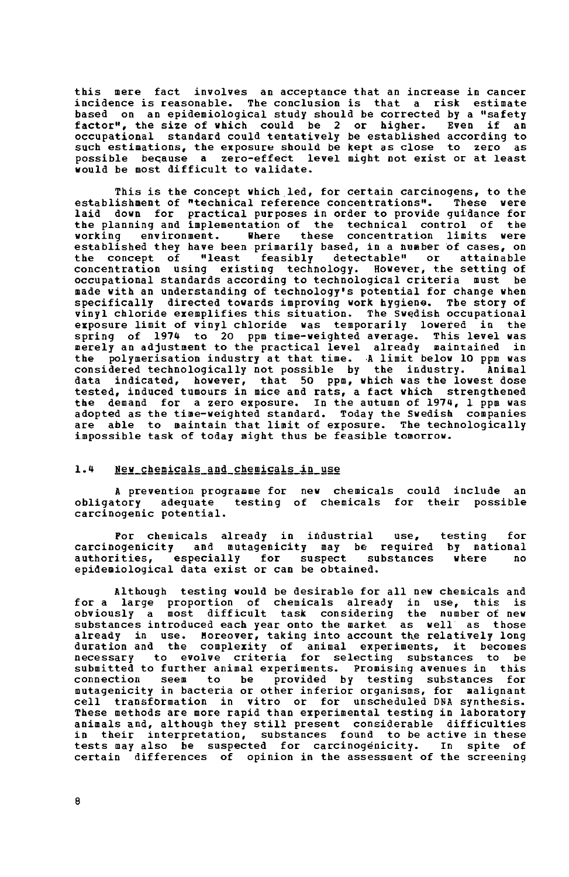this mere fact involves an acceptance that an increase in cancer incidence is reasonable. The conclusion is that a risk estimate based on an epidemiological study should be corrected by a "safety factor", the size of which could be 2 or higher. Even if an occupational standard could tentatively be established according to such estimations, the exposure should be kept as close to zero as possible because a zero-effect level might not exist or at least would be most difficult to validate.

This is the concept which led, for certain carcinogens, to the establishment of "technical reference concentrations". These were laid down for practical purposes in order to provide guidance for the planning and implementation of the technical control of the working environment. Where these concentration limits were established they have been primarily based, in a number of cases, on the concept of "least feasibly detectable" or attainable concentration using existing technology. However, the setting of occupational standards according to technological criteria must be made with an understanding of technology's potential for change when specifically directed towards improving work hygiene. The story of vinyl chloride exemplifies this situation. The Swedish occupational exposure limit of vinyl chloride was temporarily lowered in the spring of 1974 to 20 ppm time-weighted average. This level was merely an adjustment to the practical level already maintained in the polymerisation industry at that time. A limit below 10 ppm was considered technologically not possible by the industry. Animal data indicated, however, that 50 ppm, which was the lowest dose tested, induced tumours in mice and rats, a fact which strengthened the demand for a zero exposure. In the autumn of 1974, 1 ppm was adopted as the time-weighted standard. Today the Swedish companies are able to maintain that limit of exposure. The technologically impossible task of today might thus be feasible tomorrow.

### 1.4 New chemicals and chemicals in use

A prevention programme for new chemicals could include an obligatory adequate testing of chemicals for their possible carcinogenic potential.

For chemicals already in industrial use, testing for carcinogenicity and mutagenicity may be required by national authorities, especially for suspect substances where no epidemiological data exist or can be obtained.

Although testing would be desirable for all new chemicals and for a large proportion of chemicals already in use, this is obviously a most difficult task considering the number of new substances introduced each year onto the market as well as those already in use. Moreover, taking into account the relatively long duration and the complexity of animal experiments, it becomes necessary to evolve criteria for selecting substances to be submitted to further animal experiments. Promising avenues in this connection seem to be provided by testing substances for mutagenicity in bacteria or other inferior organisms, for malignant cell transformation in vitro or for unscheduled DNA synthesis. These methods are more rapid than experimental testing in laboratory animals and, although they still present considerable difficulties in their interpretation, substances found to be active in these tests may also be suspected for carcinogenicity. In spite of certain differences of opinion in the assessment of the screening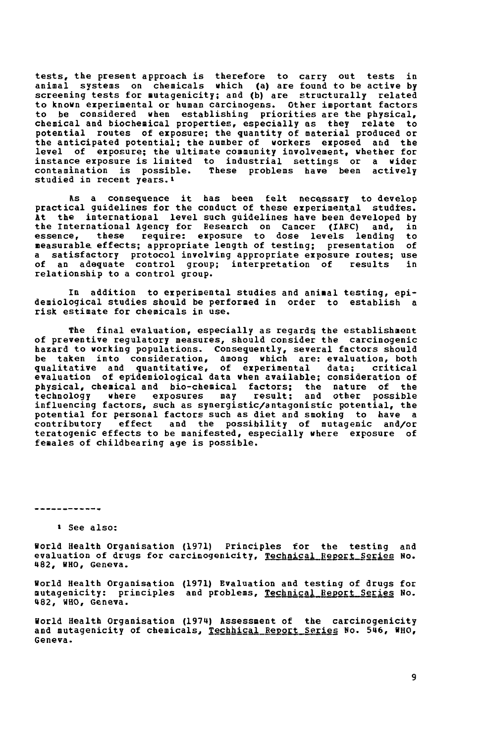tests, the present approach is therefore to carry out tests in animal systems on chemicals which (a) are found to be active by screening tests for mutagenicity; and (b) are structurally related to known experimental or human carcinogens. Other important factors to be considered when establishing priorities are the physical, chemical and biochemical properties, especially as they relate to potential routes of exposure; the quantity of material produced or the anticipated potential; the number of workers exposed and the level of exposure; the ultimate community involvement, whether for instance exposure is limited to industrial settings or a wider contamination is possible. These problems have been actively studied in recent years.[1]

As a consequence it has been felt necessary to develop practical guidelines for the conduct of these experimental studies. At the international level such guidelines have been developed by the International Agency for Research on Cancer (IARC) and, in essence, these require: exposure to dose levels lending to measurable effects; appropriate length of testing; presentation of a satisfactory protocol involving appropriate exposure routes; use of an adequate control group; interpretation of results in relationship to a control group.

In addition to experimental studies and animal testing, epidemiological studies should be performed in order to establish a risk estimate for chemicals in use.

The final evaluation, especially as regards the establishment of preventive regulatory measures, should consider the carcinogenic hazard to working populations. Consequently, several factors should be taken into consideration, among which are: evaluation, both qualitative and quantitative, of experimental data; critical evaluation of epidemiological data when available; consideration of physical, chemical and bio-chemical factors; the nature of the technology where exposures may result; and other possible influencing factors, such as synergistic/antagonistic potential, the potential for personal factors such as diet and smoking to have a contributory effect and the possibility of mutagenic and/or teratogenic effects to be manifested, especially where exposure of females of childbearing age is possible.

---

[1] See also:

World Health Organisation (1971) Principles for the testing and evaluation of drugs for carcinogenicity, Technical Report Series No. 482, WHO, Geneva.

World Health Organisation (1971) Evaluation and testing of drugs for mutagenicity: principles and problems, Technical Report Series No. 482, WHO, Geneva.

World Health Organisation (1974) Assessment of the carcinogenicity and mutagenicity of chemicals, Technical Report Series No. 546, WHO, Geneva.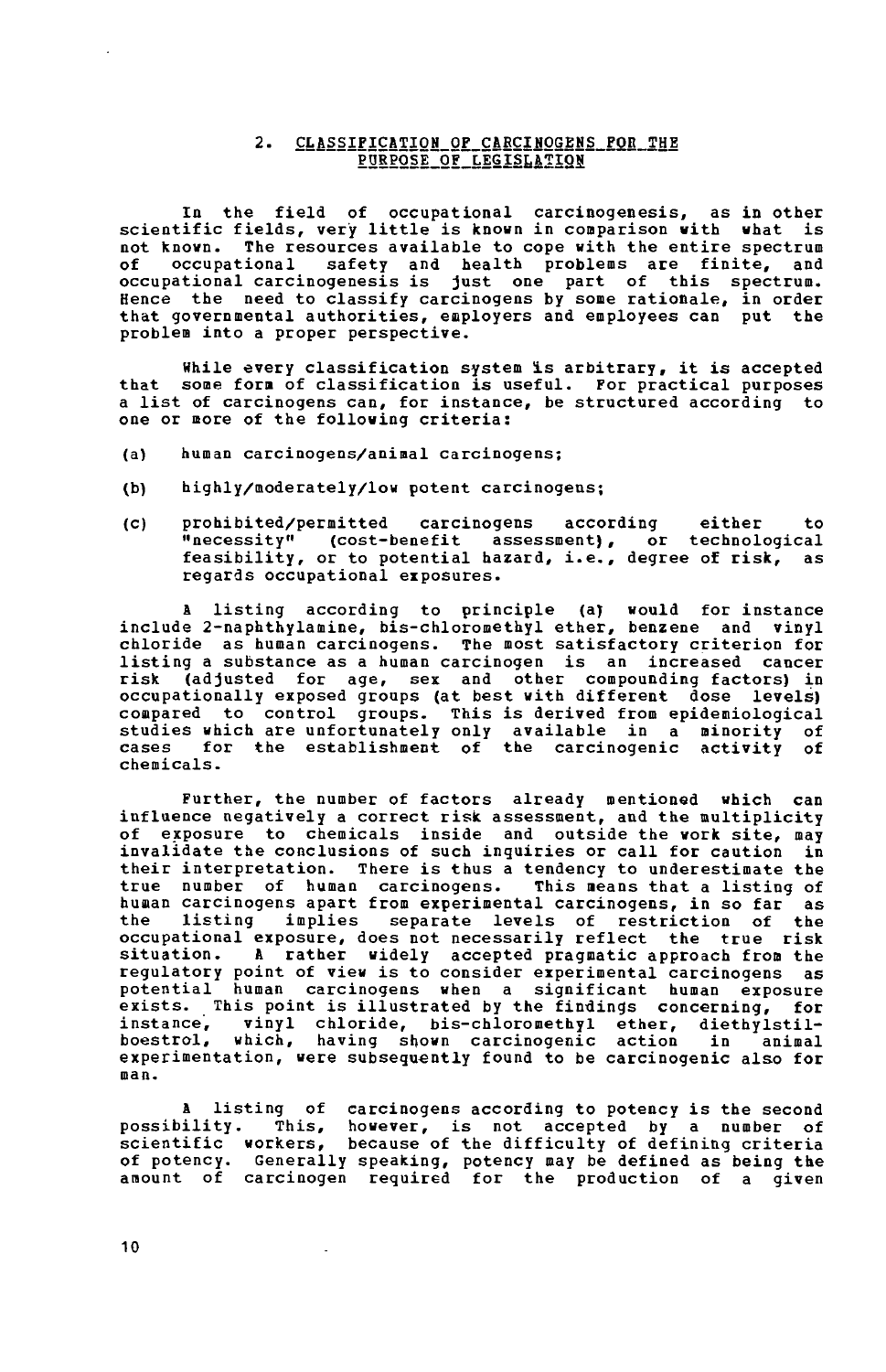## 2. CLASSIFICATION OF CARCINOGENS FOR THE PURPOSE OF LEGISLATION

In the field of occupational carcinogenesis, as in other scientific fields, very little is known in comparison with what is not known. The resources available to cope with the entire spectrum of occupational safety and health problems are finite, and occupational carcinogenesis is just one part of this spectrum. Hence the need to classify carcinogens by some rationale, in order that governmental authorities, employers and employees can put the problem into a proper perspective.

While every classification system is arbitrary, it is accepted that some form of classification is useful. For practical purposes a list of carcinogens can, for instance, be structured according to one or more of the following criteria:

(a) human carcinogens/animal carcinogens;

(b) highly/moderately/low potent carcinogens;

(c) prohibited/permitted carcinogens according either to "necessity" (cost-benefit assessment), or technological feasibility, or to potential hazard, i.e., degree of risk, as regards occupational exposures.

A listing according to principle (a) would for instance include 2-naphthylamine, bis-chloromethyl ether, benzene and vinyl chloride as human carcinogens. The most satisfactory criterion for listing a substance as a human carcinogen is an increased cancer risk (adjusted for age, sex and other compounding factors) in occupationally exposed groups (at best with different dose levels) compared to control groups. This is derived from epidemiological studies which are unfortunately only available in a minority of cases for the establishment of the carcinogenic activity of chemicals.

Further, the number of factors already mentioned which can influence negatively a correct risk assessment, and the multiplicity of exposure to chemicals inside and outside the work site, may invalidate the conclusions of such inquiries or call for caution in their interpretation. There is thus a tendency to underestimate the true number of human carcinogens. This means that a listing of human carcinogens apart from experimental carcinogens, in so far as the listing implies separate levels of restriction of the occupational exposure, does not necessarily reflect the true risk situation. A rather widely accepted pragmatic approach from the regulatory point of view is to consider experimental carcinogens as potential human carcinogens when a significant human exposure exists. This point is illustrated by the findings concerning, for instance, vinyl chloride, bis-chloromethyl ether, diethylstilboestrol, which, having shown carcinogenic action in animal experimentation, were subsequently found to be carcinogenic also for man.

A listing of carcinogens according to potency is the second possibility. This, however, is not accepted by a number of scientific workers, because of the difficulty of defining criteria of potency. Generally speaking, potency may be defined as being the amount of carcinogen required for the production of a given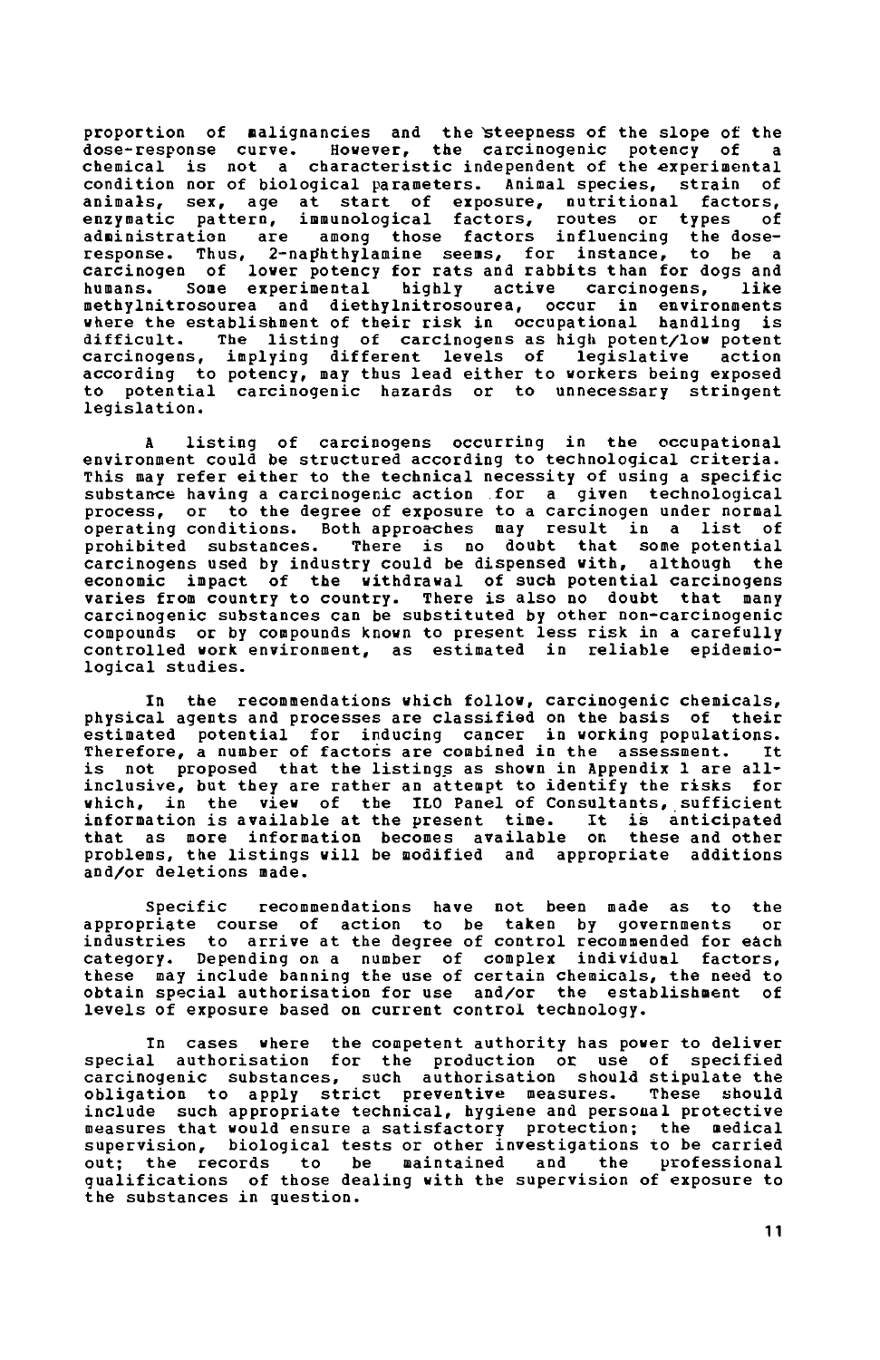proportion of malignancies and the steepness of the slope of the dose-response curve. However, the carcinogenic potency of a chemical is not a characteristic independent of the experimental condition nor of biological parameters. Animal species, strain of animals, sex, age at start of exposure, nutritional factors, enzymatic pattern, immunological factors, routes or types of administration are among those factors influencing the dose-response. Thus, 2-naphthylamine seems, for instance, to be a carcinogen of lower potency for rats and rabbits than for dogs and humans. Some experimental highly active carcinogens, like methylnitrosourea and diethylnitrosourea, occur in environments where the establishment of their risk in occupational handling is difficult. The listing of carcinogens as high potent/low potent carcinogens, implying different levels of legislative action according to potency, may thus lead either to workers being exposed to potential carcinogenic hazards or to unnecessary stringent legislation.

A listing of carcinogens occurring in the occupational environment could be structured according to technological criteria. This may refer either to the technical necessity of using a specific substance having a carcinogenic action for a given technological process, or to the degree of exposure to a carcinogen under normal operating conditions. Both approaches may result in a list of prohibited substances. There is no doubt that some potential carcinogens used by industry could be dispensed with, although the economic impact of the withdrawal of such potential carcinogens varies from country to country. There is also no doubt that many carcinogenic substances can be substituted by other non-carcinogenic compounds or by compounds known to present less risk in a carefully controlled work environment, as estimated in reliable epidemiological studies.

In the recommendations which follow, carcinogenic chemicals, physical agents and processes are classified on the basis of their estimated potential for inducing cancer in working populations. Therefore, a number of factors are combined in the assessment. It is not proposed that the listings as shown in Appendix 1 are all-inclusive, but they are rather an attempt to identify the risks for which, in the view of the ILO Panel of Consultants, sufficient information is available at the present time. It is anticipated that as more information becomes available on these and other problems, the listings will be modified and appropriate additions and/or deletions made.

Specific recommendations have not been made as to the appropriate course of action to be taken by governments or industries to arrive at the degree of control recommended for each category. Depending on a number of complex individual factors, these may include banning the use of certain chemicals, the need to obtain special authorisation for use and/or the establishment of levels of exposure based on current control technology.

In cases where the competent authority has power to deliver special authorisation for the production or use of specified carcinogenic substances, such authorisation should stipulate the obligation to apply strict preventive measures. These should include such appropriate technical, hygiene and personal protective measures that would ensure a satisfactory protection; the medical supervision, biological tests or other investigations to be carried out; the records to be maintained and the professional qualifications of those dealing with the supervision of exposure to the substances in question.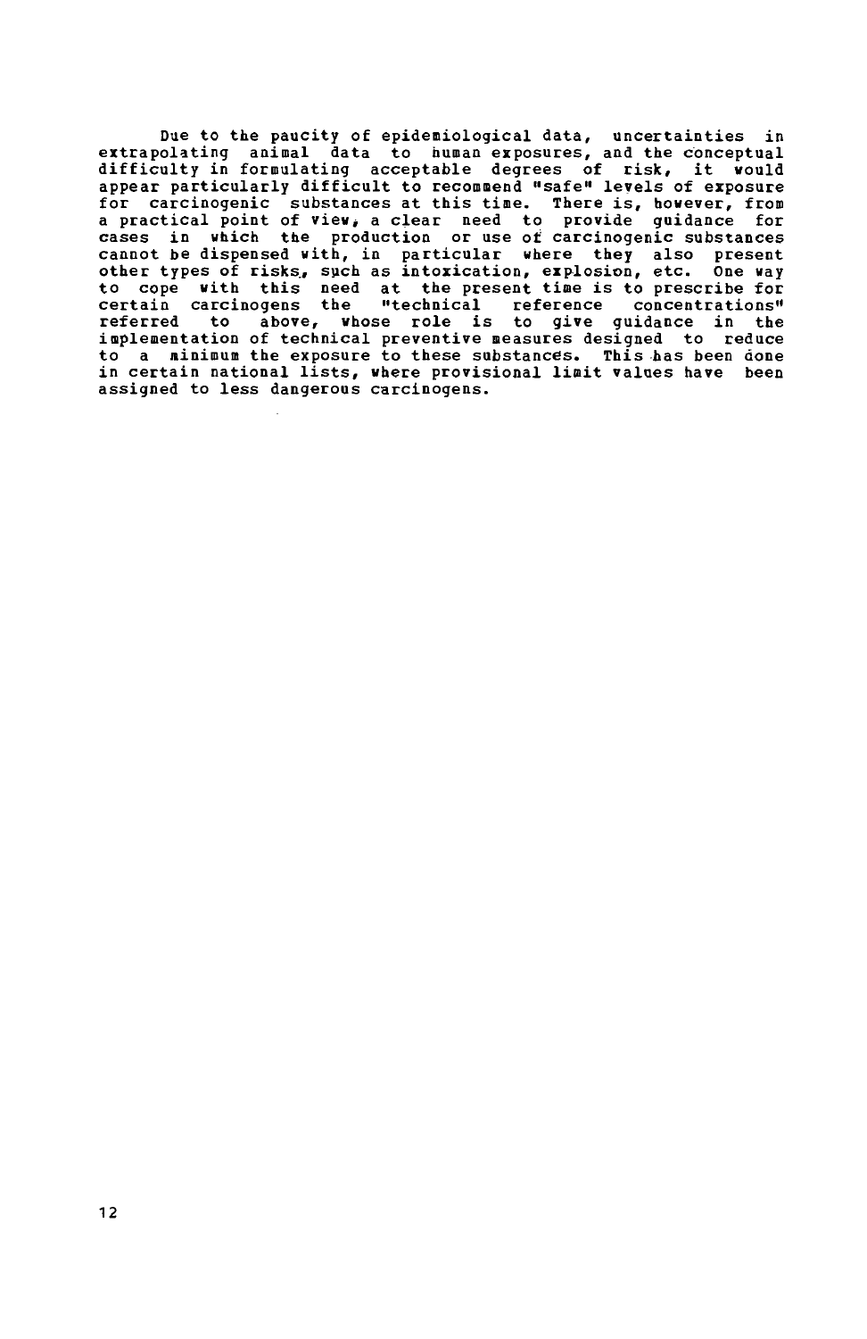Due to the paucity of epidemiological data, uncertainties in extrapolating animal data to human exposures, and the conceptual difficulty in formulating acceptable degrees of risk, it would appear particularly difficult to recommend "safe" levels of exposure for carcinogenic substances at this time. There is, however, from a practical point of view, a clear need to provide guidance for cases in which the production or use of carcinogenic substances cannot be dispensed with, in particular where they also present other types of risks, such as intoxication, explosion, etc. One way to cope with this need at the present time is to prescribe for certain carcinogens the "technical reference concentrations" referred to above, whose role is to give guidance in the implementation of technical preventive measures designed to reduce to a minimum the exposure to these substances. This has been done in certain national lists, where provisional limit values have been assigned to less dangerous carcinogens.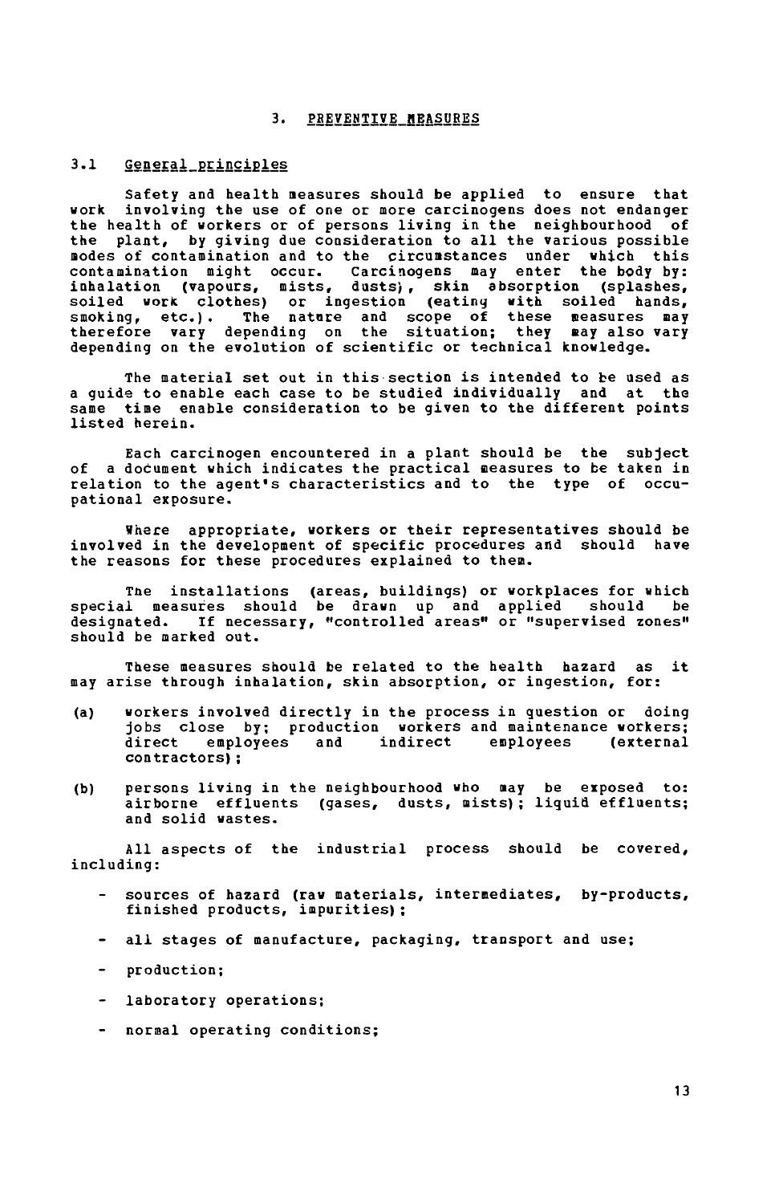## 3. PREVENTIVE MEASURES

### 3.1 General principles

Safety and health measures should be applied to ensure that work involving the use of one or more carcinogens does not endanger the health of workers or of persons living in the neighbourhood of the plant, by giving due consideration to all the various possible modes of contamination and to the circumstances under which this contamination might occur. Carcinogens may enter the body by: inhalation (vapours, mists, dusts), skin absorption (splashes, soiled work clothes) or ingestion (eating with soiled hands, smoking, etc.). The nature and scope of these measures may therefore vary depending on the situation; they may also vary depending on the evolution of scientific or technical knowledge.

The material set out in this section is intended to be used as a guide to enable each case to be studied individually and at the same time enable consideration to be given to the different points listed herein.

Each carcinogen encountered in a plant should be the subject of a document which indicates the practical measures to be taken in relation to the agent's characteristics and to the type of occupational exposure.

Where appropriate, workers or their representatives should be involved in the development of specific procedures and should have the reasons for these procedures explained to them.

The installations (areas, buildings) or workplaces for which special measures should be drawn up and applied should be designated. If necessary, "controlled areas" or "supervised zones" should be marked out.

These measures should be related to the health hazard as it may arise through inhalation, skin absorption, or ingestion, for:

(a) workers involved directly in the process in question or doing jobs close by; production workers and maintenance workers; direct employees and indirect employees (external contractors);

(b) persons living in the neighbourhood who may be exposed to: airborne effluents (gases, dusts, mists); liquid effluents; and solid wastes.

All aspects of the industrial process should be covered, including:

- sources of hazard (raw materials, intermediates, by-products, finished products, impurities);
- all stages of manufacture, packaging, transport and use;
- production;
- laboratory operations;
- normal operating conditions;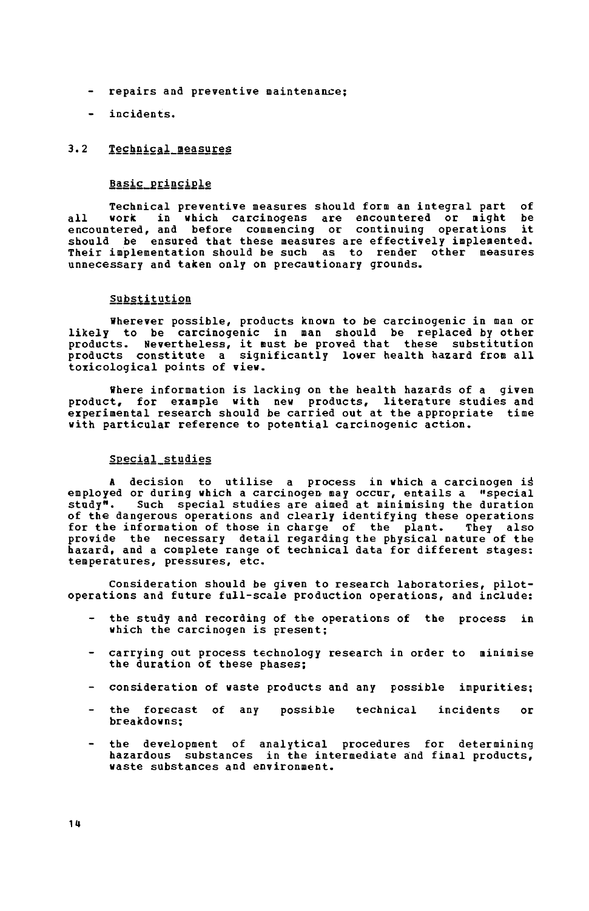- repairs and preventive maintenance;

- incidents.

### 3.2 Technical measures

#### Basic principle

Technical preventive measures should form an integral part of all work in which carcinogens are encountered or might be encountered, and before commencing or continuing operations it should be ensured that these measures are effectively implemented. Their implementation should be such as to render other measures unnecessary and taken only on precautionary grounds.

#### Substitution

Wherever possible, products known to be carcinogenic in man or likely to be carcinogenic in man should be replaced by other products. Nevertheless, it must be proved that these substitution products constitute a significantly lower health hazard from all toxicological points of view.

Where information is lacking on the health hazards of a given product, for example with new products, literature studies and experimental research should be carried out at the appropriate time with particular reference to potential carcinogenic action.

#### Special studies

A decision to utilise a process in which a carcinogen is employed or during which a carcinogen may occur, entails a "special study". Such special studies are aimed at minimising the duration of the dangerous operations and clearly identifying these operations for the information of those in charge of the plant. They also provide the necessary detail regarding the physical nature of the hazard, and a complete range of technical data for different stages: temperatures, pressures, etc.

Consideration should be given to research laboratories, pilot-operations and future full-scale production operations, and include:

- the study and recording of the operations of the process in which the carcinogen is present;

- carrying out process technology research in order to minimise the duration of these phases;

- consideration of waste products and any possible impurities;

- the forecast of any possible technical incidents or breakdowns;

- the development of analytical procedures for determining hazardous substances in the intermediate and final products, waste substances and environment.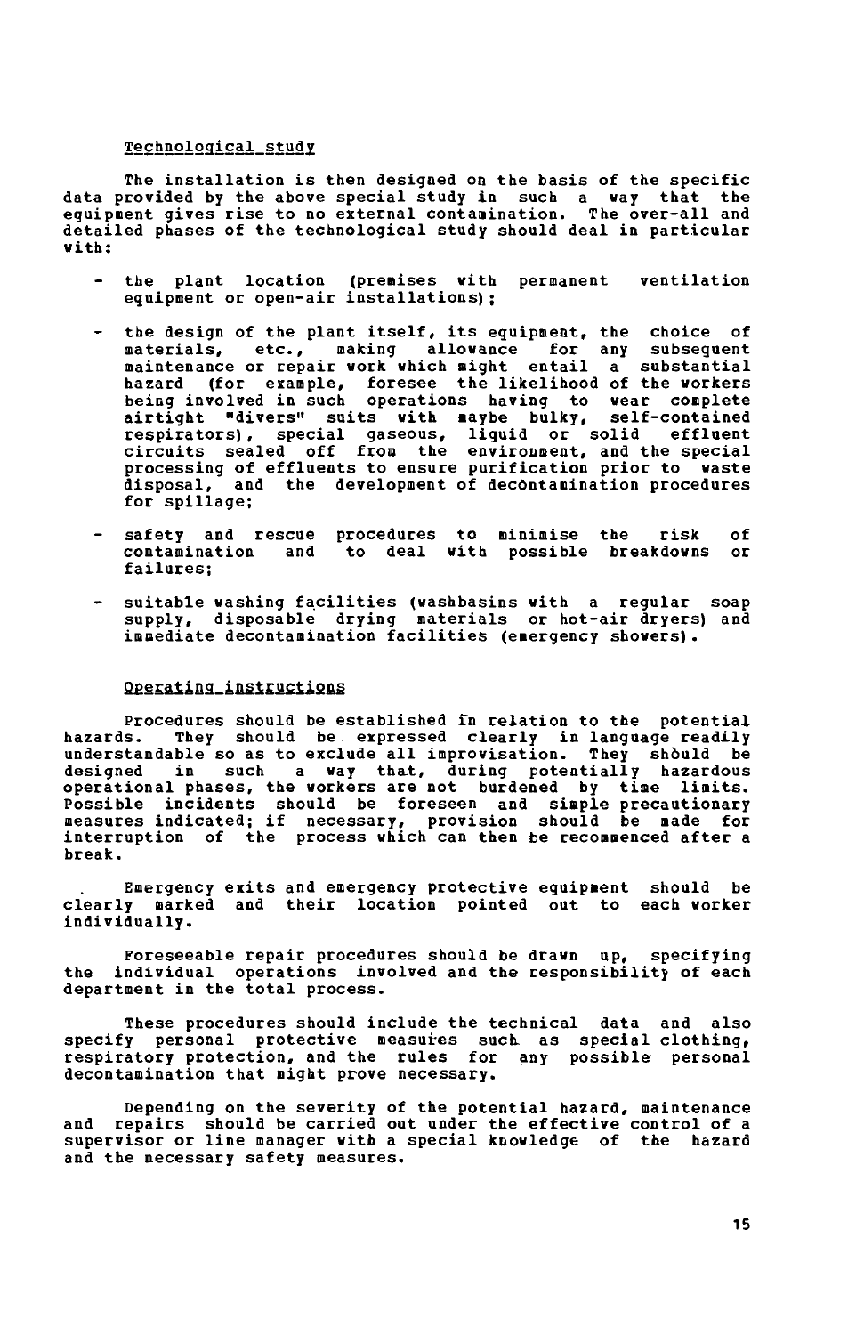## Technological study

The installation is then designed on the basis of the specific data provided by the above special study in such a way that the equipment gives rise to no external contamination. The over-all and detailed phases of the technological study should deal in particular with:

- the plant location (premises with permanent ventilation equipment or open-air installations);
- the design of the plant itself, its equipment, the choice of materials, etc., making allowance for any subsequent maintenance or repair work which might entail a substantial hazard (for example, foresee the likelihood of the workers being involved in such operations having to wear complete airtight "divers" suits with maybe bulky, self-contained respirators), special gaseous, liquid or solid effluent circuits sealed off from the environment, and the special processing of effluents to ensure purification prior to waste disposal, and the development of decontamination procedures for spillage;
- safety and rescue procedures to minimise the risk of contamination and to deal with possible breakdowns or failures;
- suitable washing facilities (washbasins with a regular soap supply, disposable drying materials or hot-air dryers) and immediate decontamination facilities (emergency showers).

## Operating instructions

Procedures should be established in relation to the potential hazards. They should be expressed clearly in language readily understandable so as to exclude all improvisation. They should be designed in such a way that, during potentially hazardous operational phases, the workers are not burdened by time limits. Possible incidents should be foreseen and simple precautionary measures indicated; if necessary, provision should be made for interruption of the process which can then be recommenced after a break.

Emergency exits and emergency protective equipment should be clearly marked and their location pointed out to each worker individually.

Foreseeable repair procedures should be drawn up, specifying the individual operations involved and the responsibility of each department in the total process.

These procedures should include the technical data and also specify personal protective measures such as special clothing, respiratory protection, and the rules for any possible personal decontamination that might prove necessary.

Depending on the severity of the potential hazard, maintenance and repairs should be carried out under the effective control of a supervisor or line manager with a special knowledge of the hazard and the necessary safety measures.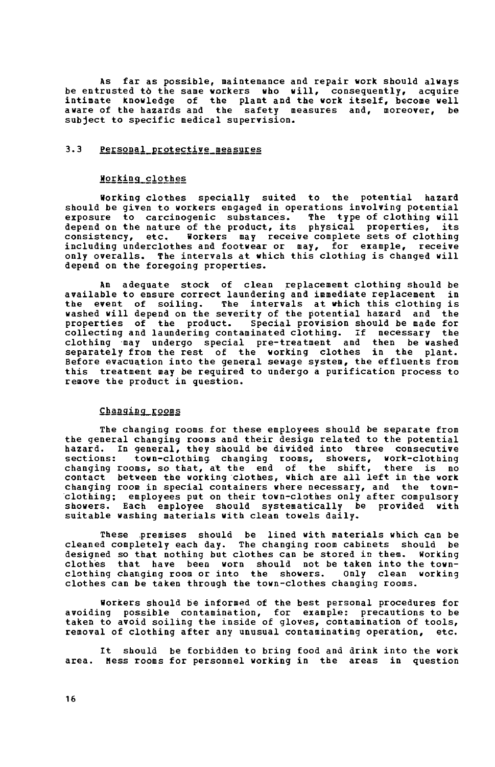As far as possible, maintenance and repair work should always be entrusted tò the same workers who will, consequently, acquire intimate knowledge of the plant and the work itself, become well aware of the hazards and the safety measures and, moreover, be subject to specific medical supervision.

## 3.3 Personal protective measures

### Working clothes

Working clothes specially suited to the potential hazard should be given to workers engaged in operations involving potential exposure to carcinogenic substances. The type of clothing will depend on the nature of the product, its physical properties, its consistency, etc. Workers may receive complete sets of clothing including underclothes and footwear or may, for example, receive only overalls. The intervals at which this clothing is changed will depend on the foregoing properties.

An adequate stock of clean replacement clothing should be available to ensure correct laundering and immediate replacement in the event of soiling. The intervals at which this clothing is washed will depend on the severity of the potential hazard and the properties of the product. Special provision should be made for collecting and laundering contaminated clothing. If necessary the clothing may undergo special pre-treatment and then be washed separately from the rest of the working clothes in the plant. Before evacuation into the general sewage system, the effluents from this treatment may be required to undergo a purification process to remove the product in question.

### Changing rooms

The changing rooms for these employees should be separate from the general changing rooms and their design related to the potential hazard. In general, they should be divided into three consecutive sections: town-clothing changing rooms, showers, work-clothing changing rooms, so that, at the end of the shift, there is no contact between the working clothes, which are all left in the work changing room in special containers where necessary, and the town-clothing; employees put on their town-clothes only after compulsory showers. Each employee should systematically be provided with suitable washing materials with clean towels daily.

These premises should be lined with materials which can be cleaned completely each day. The changing room cabinets should be designed so that nothing but clothes can be stored in them. Working clothes that have been worn should not be taken into the town-clothing changing room or into the showers. Only clean working clothes can be taken through the town-clothes changing rooms.

Workers should be informed of the best personal procedures for avoiding possible contamination, for example: precautions to be taken to avoid soiling the inside of gloves, contamination of tools, removal of clothing after any unusual contaminating operation, etc.

It should be forbidden to bring food and drink into the work area. Mess rooms for personnel working in the areas in question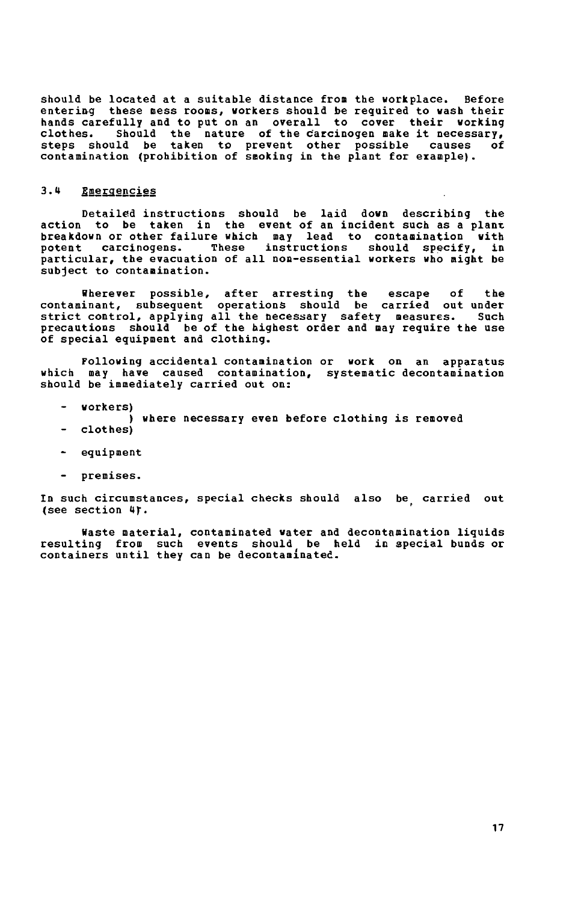should be located at a suitable distance from the workplace. Before entering these mess rooms, workers should be required to wash their hands carefully and to put on an overall to cover their working clothes. Should the nature of the carcinogen make it necessary, steps should be taken to prevent other possible causes of contamination (prohibition of smoking in the plant for example).

### 3.4 Emergencies

Detailed instructions should be laid down describing the action to be taken in the event of an incident such as a plant breakdown or other failure which may lead to contamination with potent carcinogens. These instructions should specify, in particular, the evacuation of all non-essential workers who might be subject to contamination.

Wherever possible, after arresting the escape of the contaminant, subsequent operations should be carried out under strict control, applying all the necessary safety measures. Such precautions should be of the highest order and may require the use of special equipment and clothing.

Following accidental contamination or work on an apparatus which may have caused contamination, systematic decontamination should be immediately carried out on:

- workers) where necessary even before clothing is removed
- clothes)
- equipment
- premises.

In such circumstances, special checks should also be carried out (see section 4).

Waste material, contaminated water and decontamination liquids resulting from such events should be held in special bunds or containers until they can be decontaminated.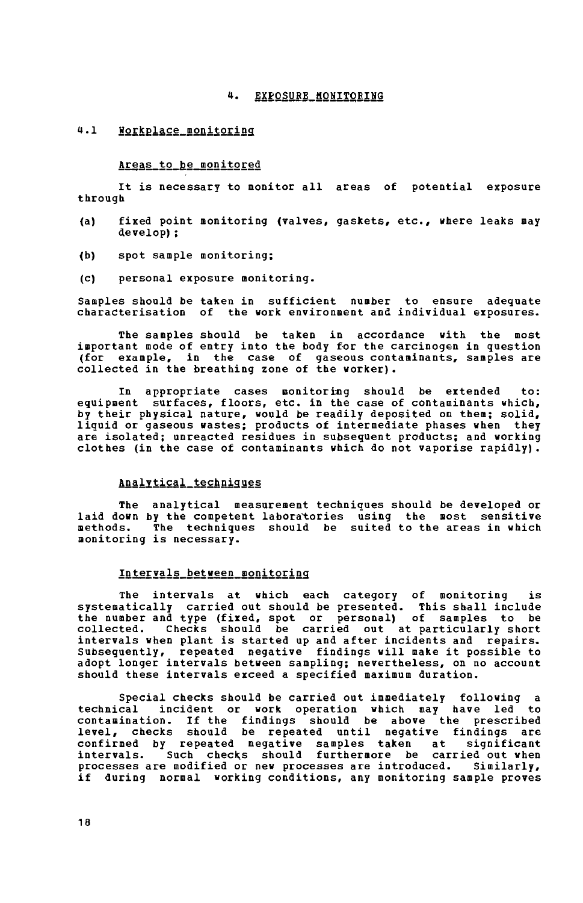# 4. EXPOSURE MONITORING

## 4.1 Workplace monitoring

### Areas to be monitored

It is necessary to monitor all areas of potential exposure through

(a) fixed point monitoring (valves, gaskets, etc., where leaks may develop);

(b) spot sample monitoring;

(c) personal exposure monitoring.

Samples should be taken in sufficient number to ensure adequate characterisation of the work environment and individual exposures.

The samples should be taken in accordance with the most important mode of entry into the body for the carcinogen in question (for example, in the case of gaseous contaminants, samples are collected in the breathing zone of the worker).

In appropriate cases monitoring should be extended to: equipment surfaces, floors, etc. in the case of contaminants which, by their physical nature, would be readily deposited on them; solid, liquid or gaseous wastes; products of intermediate phases when they are isolated; unreacted residues in subsequent products; and working clothes (in the case of contaminants which do not vaporise rapidly).

### Analytical techniques

The analytical measurement techniques should be developed or laid down by the competent laboratories using the most sensitive methods. The techniques should be suited to the areas in which monitoring is necessary.

### Intervals between monitoring

The intervals at which each category of monitoring is systematically carried out should be presented. This shall include the number and type (fixed, spot or personal) of samples to be collected. Checks should be carried out at particularly short intervals when plant is started up and after incidents and repairs. Subsequently, repeated negative findings will make it possible to adopt longer intervals between sampling; nevertheless, on no account should these intervals exceed a specified maximum duration.

Special checks should be carried out immediately following a technical incident or work operation which may have led to contamination. If the findings should be above the prescribed level, checks should be repeated until negative findings are confirmed by repeated negative samples taken at significant intervals. Such checks should furthermore be carried out when processes are modified or new processes are introduced. Similarly, if during normal working conditions, any monitoring sample proves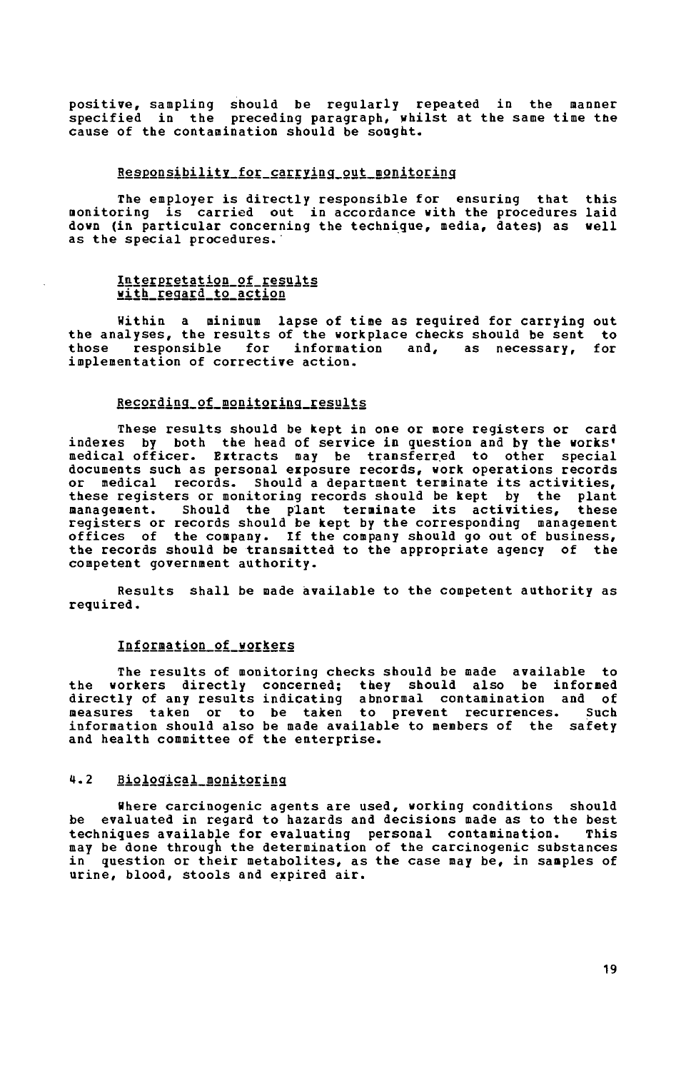positive, sampling should be regularly repeated in the manner specified in the preceding paragraph, whilst at the same time the cause of the contamination should be sought.

#### Responsibility for carrying out monitoring

The employer is directly responsible for ensuring that this monitoring is carried out in accordance with the procedures laid down (in particular concerning the technique, media, dates) as well as the special procedures.

#### Interpretation of results with regard to action

Within a minimum lapse of time as required for carrying out the analyses, the results of the workplace checks should be sent to those responsible for information and, as necessary, for implementation of corrective action.

#### Recording of monitoring results

These results should be kept in one or more registers or card indexes by both the head of service in question and by the works' medical officer. Extracts may be transferred to other special documents such as personal exposure records, work operations records or medical records. Should a department terminate its activities, these registers or monitoring records should be kept by the plant management. Should the plant terminate its activities, these registers or records should be kept by the corresponding management offices of the company. If the company should go out of business, the records should be transmitted to the appropriate agency of the competent government authority.

Results shall be made available to the competent authority as required.

#### Information of workers

The results of monitoring checks should be made available to the workers directly concerned; they should also be informed directly of any results indicating abnormal contamination and of measures taken or to be taken to prevent recurrences. Such information should also be made available to members of the safety and health committee of the enterprise.

### 4.2 Biological monitoring

Where carcinogenic agents are used, working conditions should be evaluated in regard to hazards and decisions made as to the best techniques available for evaluating personal contamination. This may be done through the determination of the carcinogenic substances in question or their metabolites, as the case may be, in samples of urine, blood, stools and expired air.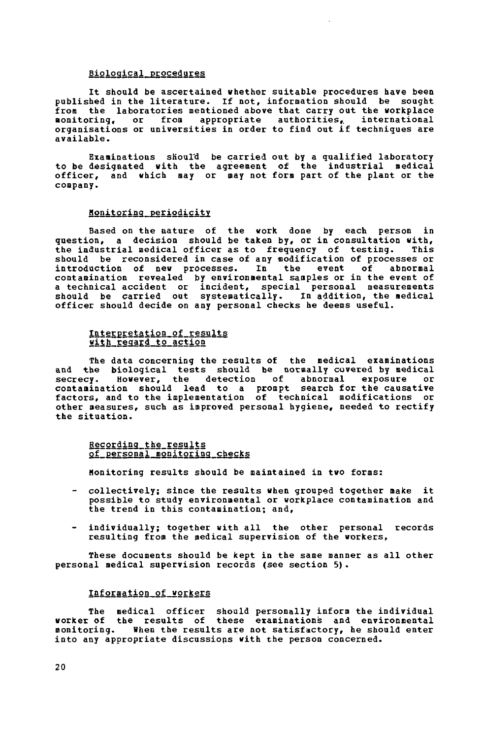### Biological procedures

It should be ascertained whether suitable procedures have been published in the literature. If not, information should be sought from the laboratories mentioned above that carry out the workplace monitoring, or from appropriate authorities, international organisations or universities in order to find out if techniques are available.

Examinations should be carried out by a qualified laboratory to be designated with the agreement of the industrial medical officer, and which may or may not form part of the plant or the company.

### Monitoring periodicity

Based on the nature of the work done by each person in question, a decision should be taken by, or in consultation with, the industrial medical officer as to frequency of testing. This should be reconsidered in case of any modification of processes or introduction of new processes. In the event of abnormal contamination revealed by environmental samples or in the event of a technical accident or incident, special personal measurements should be carried out systematically. In addition, the medical officer should decide on any personal checks he deems useful.

### Interpretation of results with regard to action

The data concerning the results of the medical examinations and the biological tests should be normally covered by medical secrecy. However, the detection of abnormal exposure or contamination should lead to a prompt search for the causative factors, and to the implementation of technical modifications or other measures, such as improved personal hygiene, needed to rectify the situation.

### Recording the results of personal monitoring checks

Monitoring results should be maintained in two forms:

- collectively; since the results when grouped together make it possible to study environmental or workplace contamination and the trend in this contamination; and,
- individually; together with all the other personal records resulting from the medical supervision of the workers,

These documents should be kept in the same manner as all other personal medical supervision records (see section 5).

### Information of workers

The medical officer should personally inform the individual worker of the results of these examinations and environmental monitoring. When the results are not satisfactory, he should enter into any appropriate discussions with the person concerned.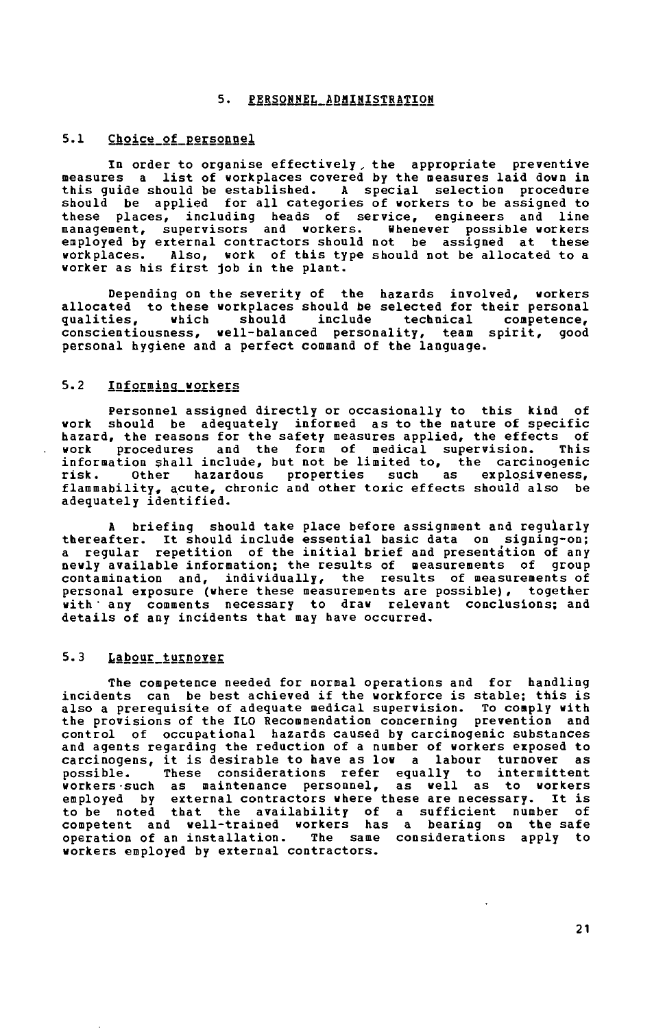## 5. PERSONNEL ADMINISTRATION

### 5.1 Choice of personnel

In order to organise effectively, the appropriate preventive measures a list of workplaces covered by the measures laid down in this guide should be established. A special selection procedure should be applied for all categories of workers to be assigned to these places, including heads of service, engineers and line management, supervisors and workers. Whenever possible workers employed by external contractors should not be assigned at these workplaces. Also, work of this type should not be allocated to a worker as his first job in the plant.

Depending on the severity of the hazards involved, workers allocated to these workplaces should be selected for their personal qualities, which should include technical competence, conscientiousness, well-balanced personality, team spirit, good personal hygiene and a perfect command of the language.

### 5.2 Informing workers

Personnel assigned directly or occasionally to this kind of work should be adequately informed as to the nature of specific hazard, the reasons for the safety measures applied, the effects of work procedures and the form of medical supervision. This information shall include, but not be limited to, the carcinogenic risk. Other hazardous properties such as explosiveness, flammability, acute, chronic and other toxic effects should also be adequately identified.

A briefing should take place before assignment and regularly thereafter. It should include essential basic data on signing-on; a regular repetition of the initial brief and presentation of any newly available information; the results of measurements of group contamination and, individually, the results of measurements of personal exposure (where these measurements are possible), together with any comments necessary to draw relevant conclusions; and details of any incidents that may have occurred.

### 5.3 Labour turnover

The competence needed for normal operations and for handling incidents can be best achieved if the workforce is stable; this is also a prerequisite of adequate medical supervision. To comply with the provisions of the ILO Recommendation concerning prevention and control of occupational hazards caused by carcinogenic substances and agents regarding the reduction of a number of workers exposed to carcinogens, it is desirable to have as low a labour turnover as possible. These considerations refer equally to intermittent workers such as maintenance personnel, as well as to workers employed by external contractors where these are necessary. It is to be noted that the availability of a sufficient number of competent and well-trained workers has a bearing on the safe operation of an installation. The same considerations apply to workers employed by external contractors.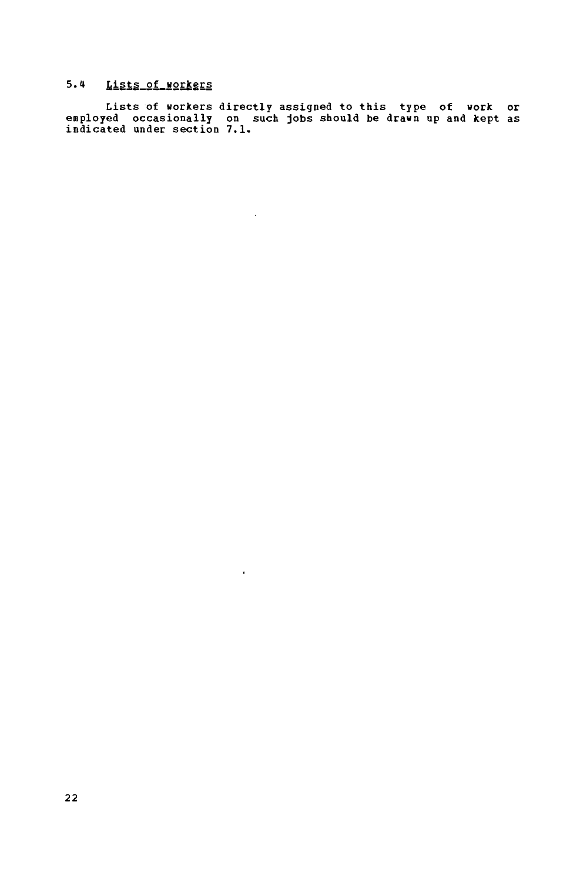### 5.4 Lists of workers

Lists of workers directly assigned to this type of work or employed occasionally on such jobs should be drawn up and kept as indicated under section 7.1.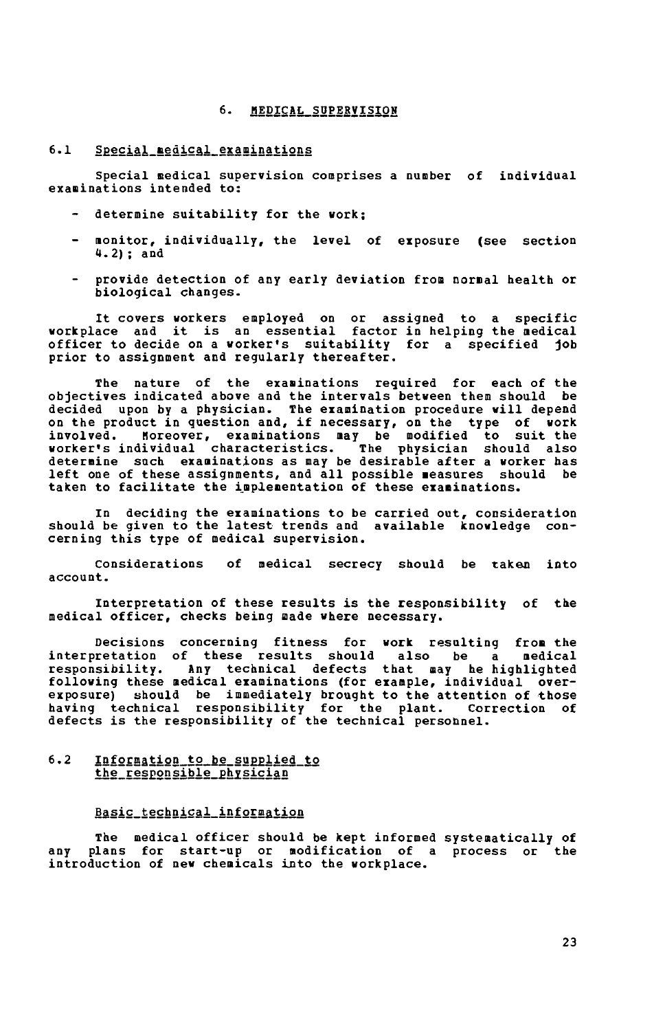## 6. MEDICAL SUPERVISION

### 6.1 Special medical examinations

Special medical supervision comprises a number of individual examinations intended to:

- determine suitability for the work;
- monitor, individually, the level of exposure (see section 4.2); and
- provide detection of any early deviation from normal health or biological changes.

It covers workers employed on or assigned to a specific workplace and it is an essential factor in helping the medical officer to decide on a worker's suitability for a specified job prior to assignment and regularly thereafter.

The nature of the examinations required for each of the objectives indicated above and the intervals between them should be decided upon by a physician. The examination procedure will depend on the product in question and, if necessary, on the type of work involved. Moreover, examinations may be modified to suit the worker's individual characteristics. The physician should also determine such examinations as may be desirable after a worker has left one of these assignments, and all possible measures should be taken to facilitate the implementation of these examinations.

In deciding the examinations to be carried out, consideration should be given to the latest trends and available knowledge concerning this type of medical supervision.

Considerations of medical secrecy should be taken into account.

Interpretation of these results is the responsibility of the medical officer, checks being made where necessary.

Decisions concerning fitness for work resulting from the interpretation of these results should also be a medical responsibility. Any technical defects that may be highlighted following these medical examinations (for example, individual overexposure) should be immediately brought to the attention of those having technical responsibility for the plant. Correction of defects is the responsibility of the technical personnel.

### 6.2 Information to be supplied to the responsible physician

#### Basic technical information

The medical officer should be kept informed systematically of any plans for start-up or modification of a process or the introduction of new chemicals into the workplace.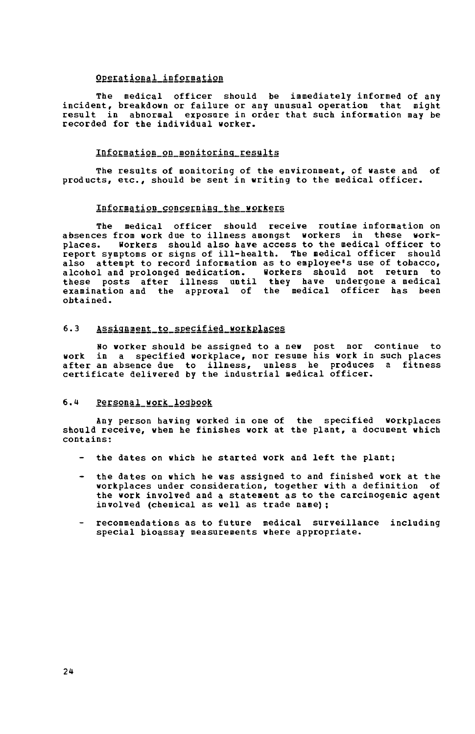### Operational information

The medical officer should be immediately informed of any incident, breakdown or failure or any unusual operation that might result in abnormal exposure in order that such information may be recorded for the individual worker.

### Information on monitoring results

The results of monitoring of the environment, of waste and of products, etc., should be sent in writing to the medical officer.

### Information concerning the workers

The medical officer should receive routine information on absences from work due to illness amongst workers in these work-places. Workers should also have access to the medical officer to report symptoms or signs of ill-health. The medical officer should also attempt to record information as to employee's use of tobacco, alcohol and prolonged medication. Workers should not return to these posts after illness until they have undergone a medical examination and the approval of the medical officer has been obtained.

## 6.3 Assignment to specified workplaces

No worker should be assigned to a new post nor continue to work in a specified workplace, nor resume his work in such places after an absence due to illness, unless he produces a fitness certificate delivered by the industrial medical officer.

## 6.4 Personal work logbook

Any person having worked in one of the specified workplaces should receive, when he finishes work at the plant, a document which contains:

- the dates on which he started work and left the plant;
- the dates on which he was assigned to and finished work at the workplaces under consideration, together with a definition of the work involved and a statement as to the carcinogenic agent involved (chemical as well as trade name);
- recommendations as to future medical surveillance including special bioassay measurements where appropriate.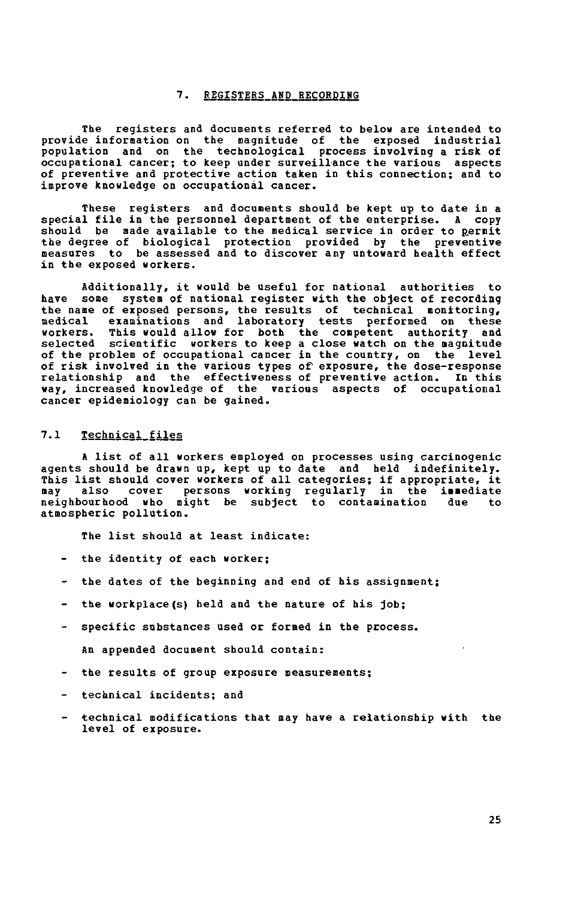## 7. REGISTERS AND RECORDING

The registers and documents referred to below are intended to provide information on the magnitude of the exposed industrial population and on the technological process involving a risk of occupational cancer; to keep under surveillance the various aspects of preventive and protective action taken in this connection; and to improve knowledge on occupational cancer.

These registers and documents should be kept up to date in a special file in the personnel department of the enterprise. A copy should be made available to the medical service in order to permit the degree of biological protection provided by the preventive measures to be assessed and to discover any untoward health effect in the exposed workers.

Additionally, it would be useful for national authorities to have some system of national register with the object of recording the name of exposed persons, the results of technical monitoring, medical examinations and laboratory tests performed on these workers. This would allow for both the competent authority and selected scientific workers to keep a close watch on the magnitude of the problem of occupational cancer in the country, on the level of risk involved in the various types of exposure, the dose-response relationship and the effectiveness of preventive action. In this way, increased knowledge of the various aspects of occupational cancer epidemiology can be gained.

### 7.1 Technical files

A list of all workers employed on processes using carcinogenic agents should be drawn up, kept up to date and held indefinitely. This list should cover workers of all categories; if appropriate, it may also cover persons working regularly in the immediate neighbourhood who might be subject to contamination due to atmospheric pollution.

The list should at least indicate:

- the identity of each worker;
- the dates of the beginning and end of his assignment;
- the workplace(s) held and the nature of his job;
- specific substances used or formed in the process.

An appended document should contain:

- the results of group exposure measurements;
- technical incidents; and
- technical modifications that may have a relationship with the level of exposure.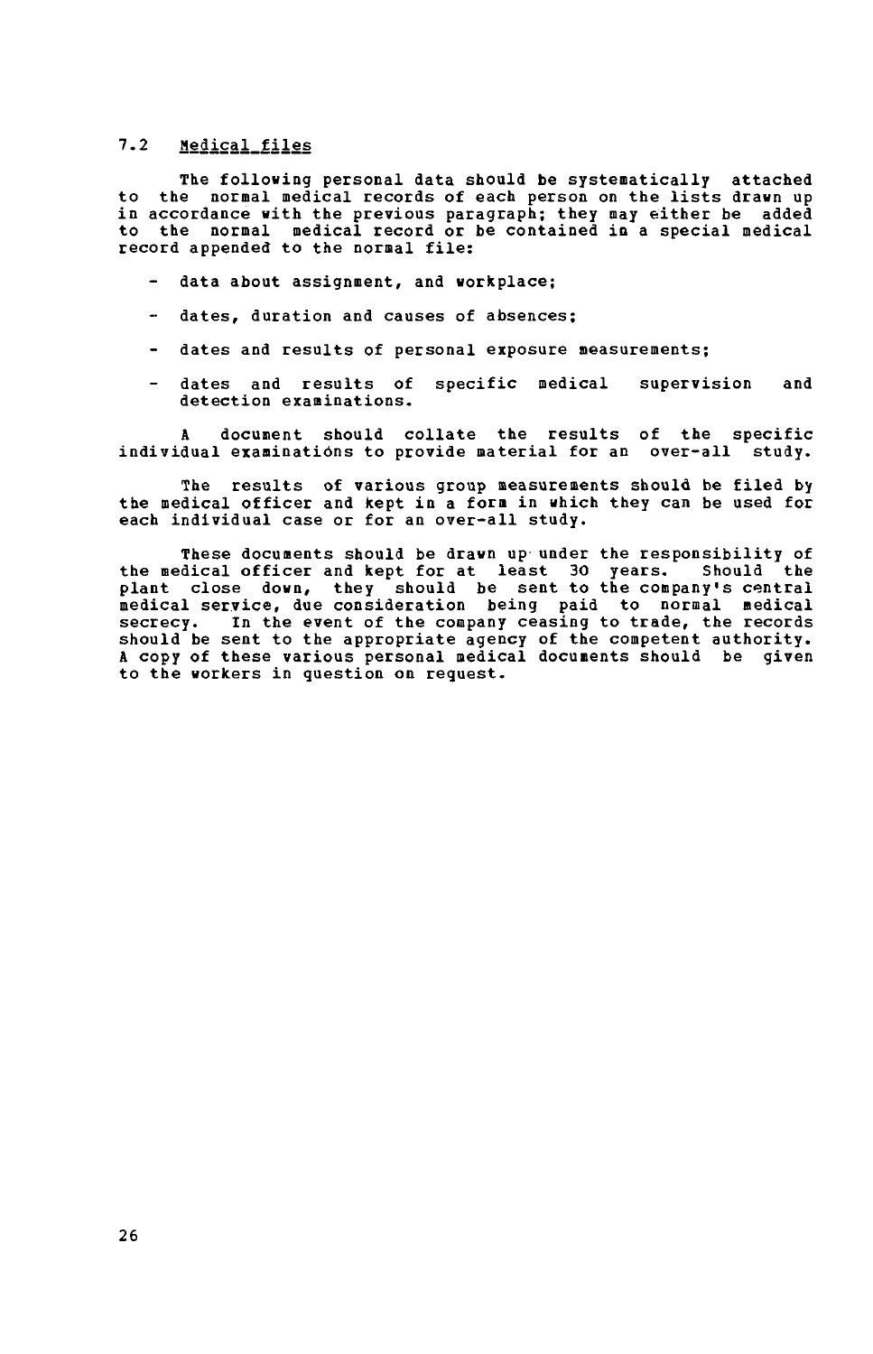## 7.2 Medical files

The following personal data should be systematically attached to the normal medical records of each person on the lists drawn up in accordance with the previous paragraph; they may either be added to the normal medical record or be contained in a special medical record appended to the normal file:

- data about assignment, and workplace;
- dates, duration and causes of absences;
- dates and results of personal exposure measurements;
- dates and results of specific medical supervision and detection examinations.

A document should collate the results of the specific individual examinations to provide material for an over-all study.

The results of various group measurements should be filed by the medical officer and kept in a form in which they can be used for each individual case or for an over-all study.

These documents should be drawn up under the responsibility of the medical officer and kept for at least 30 years. Should the plant close down, they should be sent to the company's central medical service, due consideration being paid to normal medical secrecy. In the event of the company ceasing to trade, the records should be sent to the appropriate agency of the competent authority. A copy of these various personal medical documents should be given to the workers in question on request.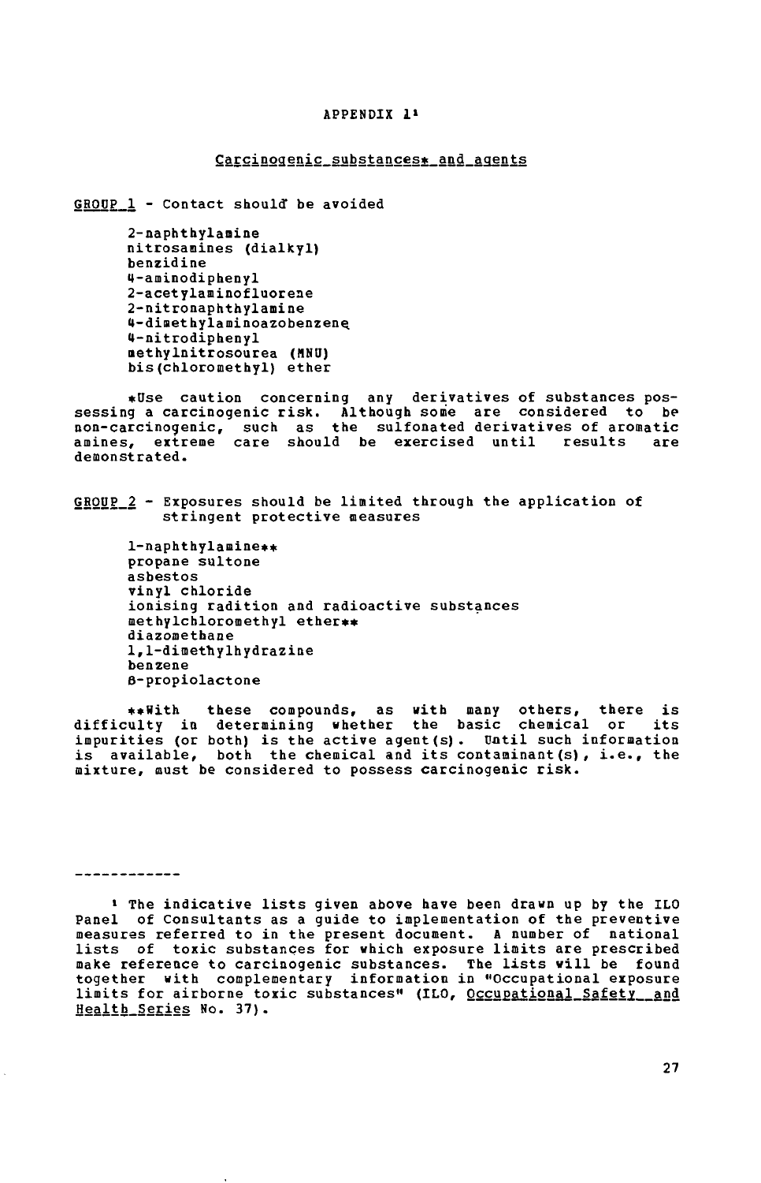# APPENDIX 1[1]

## Carcinogenic substances* and agents

GROUP 1 - Contact should be avoided

- 2-naphthylamine
- nitrosamines (dialkyl)
- benzidine
- 4-aminodiphenyl
- 2-acetylaminofluorene
- 2-nitronaphthylamine
- 4-dimethylaminoazobenzene
- 4-nitrodiphenyl
- methylnitrosourea (MNU)
- bis(chloromethyl) ether

*Use caution concerning any derivatives of substances possessing a carcinogenic risk. Although some are considered to be non-carcinogenic, such as the sulfonated derivatives of aromatic amines, extreme care should be exercised until results are demonstrated.

GROUP 2 - Exposures should be limited through the application of stringent protective measures

- 1-naphthylamine**
- propane sultone
- asbestos
- vinyl chloride
- ionising radition and radioactive substances
- methylchloromethyl ether**
- diazomethane
- 1,1-dimethylhydrazine
- benzene
- β-propiolactone

**With these compounds, as with many others, there is difficulty in determining whether the basic chemical or its impurities (or both) is the active agent(s). Until such information is available, both the chemical and its contaminant(s), i.e., the mixture, must be considered to possess carcinogenic risk.

---

[1] The indicative lists given above have been drawn up by the ILO Panel of Consultants as a guide to implementation of the preventive measures referred to in the present document. A number of national lists of toxic substances for which exposure limits are prescribed make reference to carcinogenic substances. The lists will be found together with complementary information in "Occupational exposure limits for airborne toxic substances" (ILO, *Occupational Safety and Health Series* No. 37).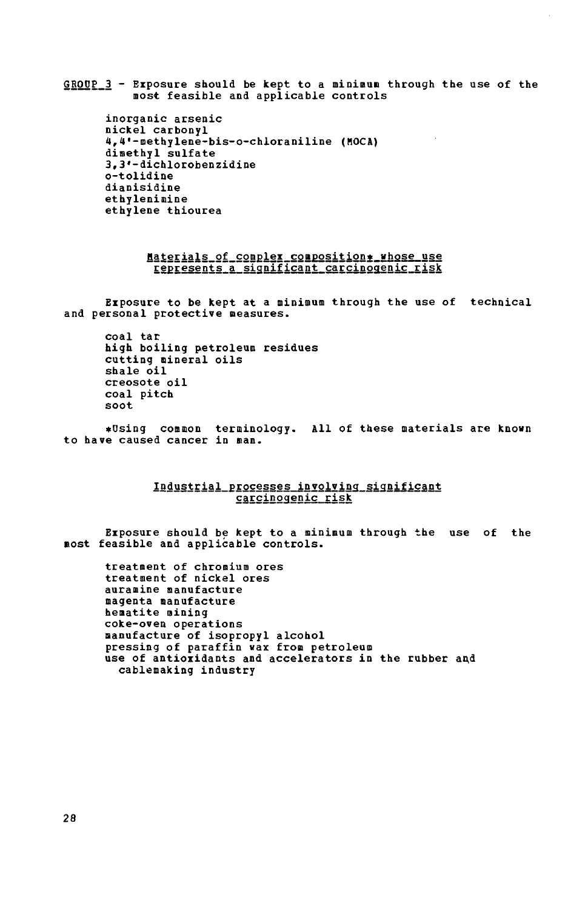GROUP 3 - Exposure should be kept to a minimum through the use of the most feasible and applicable controls

inorganic arsenic
nickel carbonyl
4,4'-methylene-bis-o-chloraniline (MOCA)
dimethyl sulfate
3,3'-dichlorobenzidine
o-tolidine
dianisidine
ethylenimine
ethylene thiourea

## Materials of complex composition* whose use represents a significant carcinogenic risk

Exposure to be kept at a minimum through the use of technical and personal protective measures.

coal tar
high boiling petroleum residues
cutting mineral oils
shale oil
creosote oil
coal pitch
soot

*Using common terminology. All of these materials are known to have caused cancer in man.

## Industrial processes involving significant carcinogenic risk

Exposure should be kept to a minimum through the use of the most feasible and applicable controls.

treatment of chromium ores
treatment of nickel ores
auramine manufacture
magenta manufacture
hematite mining
coke-oven operations
manufacture of isopropyl alcohol
pressing of paraffin wax from petroleum
use of antioxidants and accelerators in the rubber and cablemaking industry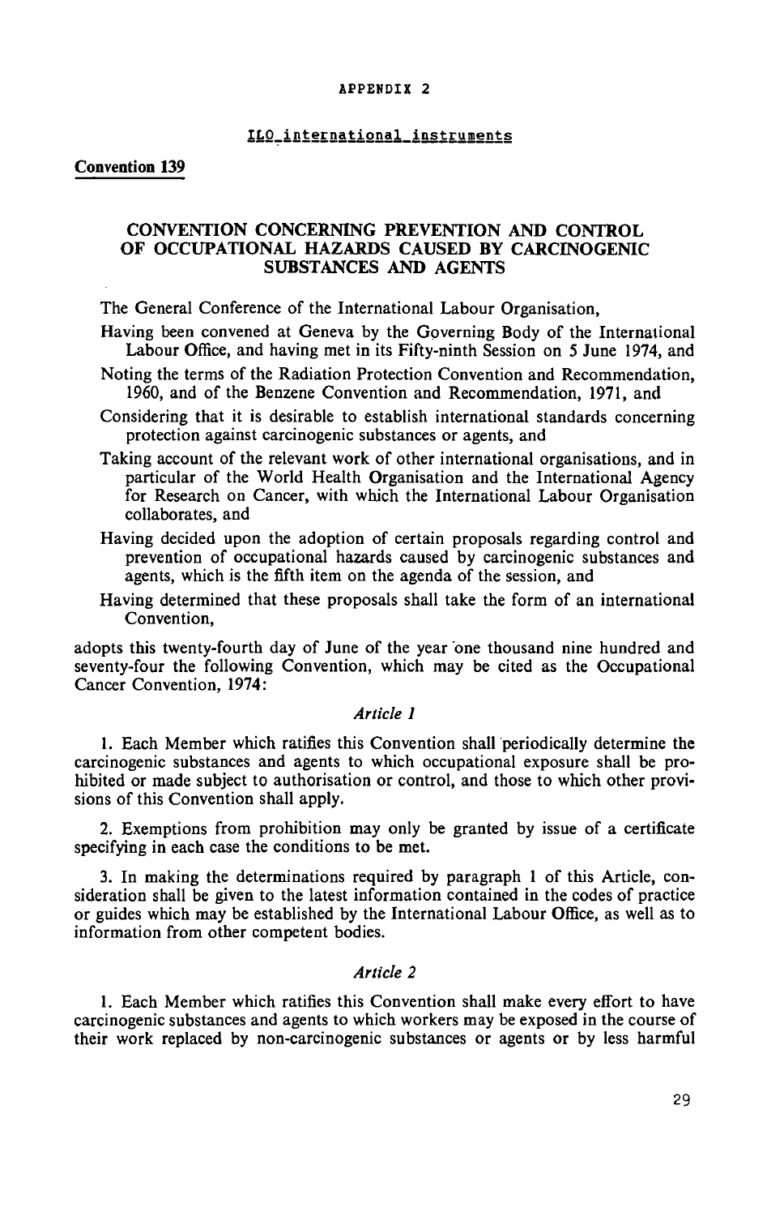APPENDIX 2

ILO international instruments

**Convention 139**

## CONVENTION CONCERNING PREVENTION AND CONTROL OF OCCUPATIONAL HAZARDS CAUSED BY CARCINOGENIC SUBSTANCES AND AGENTS

The General Conference of the International Labour Organisation,

Having been convened at Geneva by the Governing Body of the International Labour Office, and having met in its Fifty-ninth Session on 5 June 1974, and

Noting the terms of the Radiation Protection Convention and Recommendation, 1960, and of the Benzene Convention and Recommendation, 1971, and

Considering that it is desirable to establish international standards concerning protection against carcinogenic substances or agents, and

Taking account of the relevant work of other international organisations, and in particular of the World Health Organisation and the International Agency for Research on Cancer, with which the International Labour Organisation collaborates, and

Having decided upon the adoption of certain proposals regarding control and prevention of occupational hazards caused by carcinogenic substances and agents, which is the fifth item on the agenda of the session, and

Having determined that these proposals shall take the form of an international Convention,

adopts this twenty-fourth day of June of the year one thousand nine hundred and seventy-four the following Convention, which may be cited as the Occupational Cancer Convention, 1974:

*Article 1*

1. Each Member which ratifies this Convention shall periodically determine the carcinogenic substances and agents to which occupational exposure shall be prohibited or made subject to authorisation or control, and those to which other provisions of this Convention shall apply.

2. Exemptions from prohibition may only be granted by issue of a certificate specifying in each case the conditions to be met.

3. In making the determinations required by paragraph 1 of this Article, consideration shall be given to the latest information contained in the codes of practice or guides which may be established by the International Labour Office, as well as to information from other competent bodies.

*Article 2*

1. Each Member which ratifies this Convention shall make every effort to have carcinogenic substances and agents to which workers may be exposed in the course of their work replaced by non-carcinogenic substances or agents or by less harmful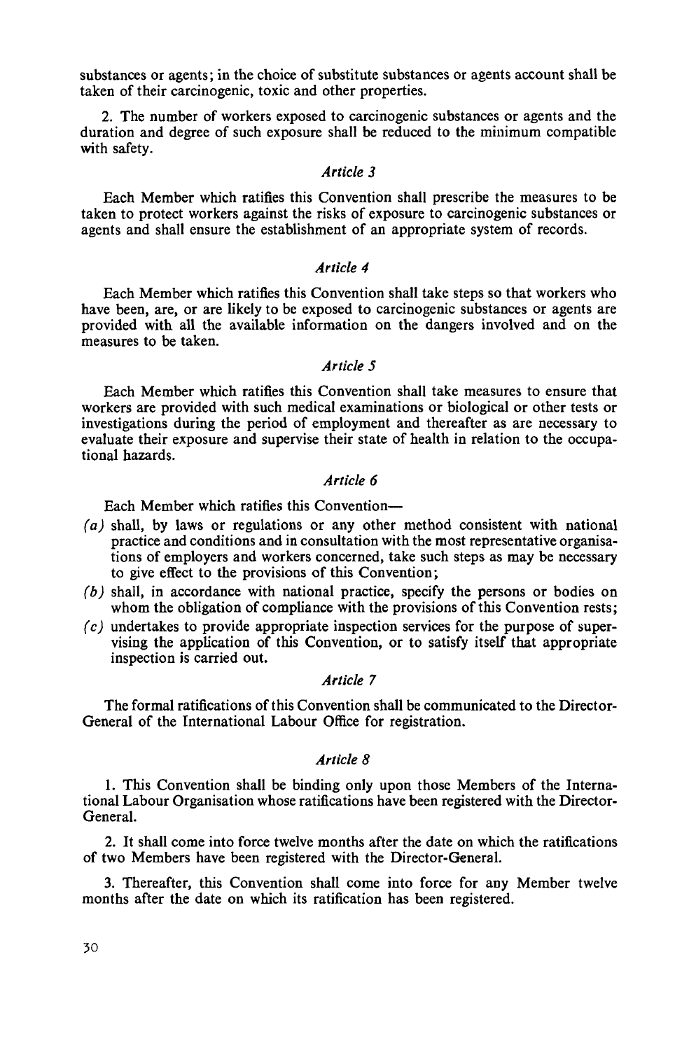substances or agents; in the choice of substitute substances or agents account shall be taken of their carcinogenic, toxic and other properties.

2. The number of workers exposed to carcinogenic substances or agents and the duration and degree of such exposure shall be reduced to the minimum compatible with safety.

### *Article 3*

Each Member which ratifies this Convention shall prescribe the measures to be taken to protect workers against the risks of exposure to carcinogenic substances or agents and shall ensure the establishment of an appropriate system of records.

### *Article 4*

Each Member which ratifies this Convention shall take steps so that workers who have been, are, or are likely to be exposed to carcinogenic substances or agents are provided with all the available information on the dangers involved and on the measures to be taken.

### *Article 5*

Each Member which ratifies this Convention shall take measures to ensure that workers are provided with such medical examinations or biological or other tests or investigations during the period of employment and thereafter as are necessary to evaluate their exposure and supervise their state of health in relation to the occupational hazards.

### *Article 6*

Each Member which ratifies this Convention—

*(a)* shall, by laws or regulations or any other method consistent with national practice and conditions and in consultation with the most representative organisations of employers and workers concerned, take such steps as may be necessary to give effect to the provisions of this Convention;

*(b)* shall, in accordance with national practice, specify the persons or bodies on whom the obligation of compliance with the provisions of this Convention rests;

*(c)* undertakes to provide appropriate inspection services for the purpose of supervising the application of this Convention, or to satisfy itself that appropriate inspection is carried out.

### *Article 7*

The formal ratifications of this Convention shall be communicated to the Director-General of the International Labour Office for registration.

### *Article 8*

1. This Convention shall be binding only upon those Members of the International Labour Organisation whose ratifications have been registered with the Director-General.

2. It shall come into force twelve months after the date on which the ratifications of two Members have been registered with the Director-General.

3. Thereafter, this Convention shall come into force for any Member twelve months after the date on which its ratification has been registered.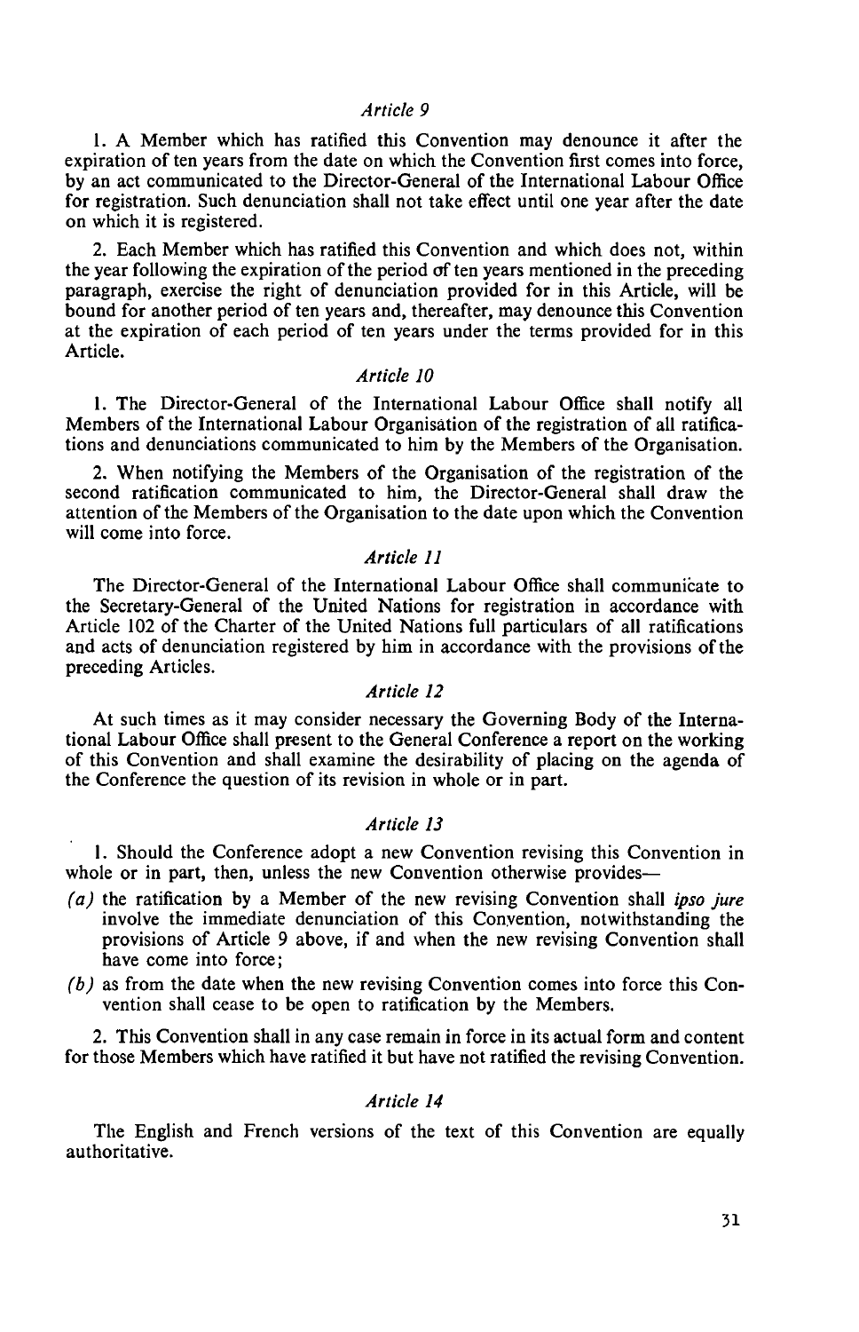*Article 9*

1. A Member which has ratified this Convention may denounce it after the expiration of ten years from the date on which the Convention first comes into force, by an act communicated to the Director-General of the International Labour Office for registration. Such denunciation shall not take effect until one year after the date on which it is registered.

2. Each Member which has ratified this Convention and which does not, within the year following the expiration of the period of ten years mentioned in the preceding paragraph, exercise the right of denunciation provided for in this Article, will be bound for another period of ten years and, thereafter, may denounce this Convention at the expiration of each period of ten years under the terms provided for in this Article.

*Article 10*

1. The Director-General of the International Labour Office shall notify all Members of the International Labour Organisation of the registration of all ratifications and denunciations communicated to him by the Members of the Organisation.

2. When notifying the Members of the Organisation of the registration of the second ratification communicated to him, the Director-General shall draw the attention of the Members of the Organisation to the date upon which the Convention will come into force.

*Article 11*

The Director-General of the International Labour Office shall communicate to the Secretary-General of the United Nations for registration in accordance with Article 102 of the Charter of the United Nations full particulars of all ratifications and acts of denunciation registered by him in accordance with the provisions of the preceding Articles.

*Article 12*

At such times as it may consider necessary the Governing Body of the International Labour Office shall present to the General Conference a report on the working of this Convention and shall examine the desirability of placing on the agenda of the Conference the question of its revision in whole or in part.

*Article 13*

1. Should the Conference adopt a new Convention revising this Convention in whole or in part, then, unless the new Convention otherwise provides—

*(a)* the ratification by a Member of the new revising Convention shall *ipso jure* involve the immediate denunciation of this Convention, notwithstanding the provisions of Article 9 above, if and when the new revising Convention shall have come into force;

*(b)* as from the date when the new revising Convention comes into force this Convention shall cease to be open to ratification by the Members.

2. This Convention shall in any case remain in force in its actual form and content for those Members which have ratified it but have not ratified the revising Convention.

*Article 14*

The English and French versions of the text of this Convention are equally authoritative.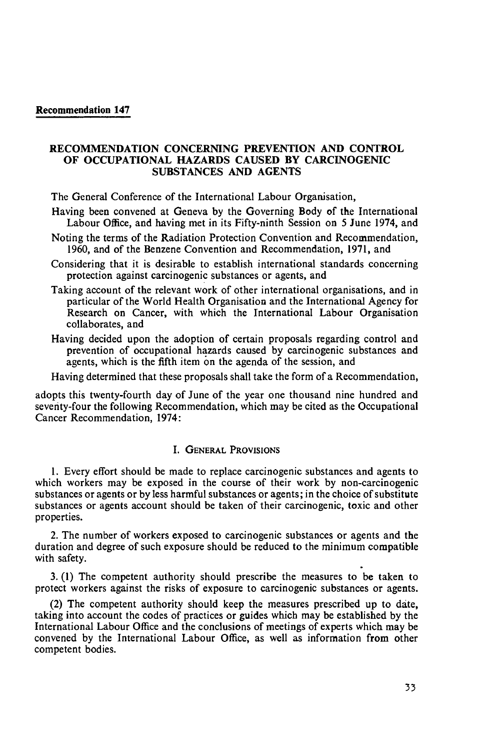**Recommendation 147**

## RECOMMENDATION CONCERNING PREVENTION AND CONTROL OF OCCUPATIONAL HAZARDS CAUSED BY CARCINOGENIC SUBSTANCES AND AGENTS

The General Conference of the International Labour Organisation,

Having been convened at Geneva by the Governing Body of the International Labour Office, and having met in its Fifty-ninth Session on 5 June 1974, and

Noting the terms of the Radiation Protection Convention and Recommendation, 1960, and of the Benzene Convention and Recommendation, 1971, and

Considering that it is desirable to establish international standards concerning protection against carcinogenic substances or agents, and

Taking account of the relevant work of other international organisations, and in particular of the World Health Organisation and the International Agency for Research on Cancer, with which the International Labour Organisation collaborates, and

Having decided upon the adoption of certain proposals regarding control and prevention of occupational hazards caused by carcinogenic substances and agents, which is the fifth item on the agenda of the session, and

Having determined that these proposals shall take the form of a Recommendation,

adopts this twenty-fourth day of June of the year one thousand nine hundred and seventy-four the following Recommendation, which may be cited as the Occupational Cancer Recommendation, 1974:

### I. General Provisions

1. Every effort should be made to replace carcinogenic substances and agents to which workers may be exposed in the course of their work by non-carcinogenic substances or agents or by less harmful substances or agents; in the choice of substitute substances or agents account should be taken of their carcinogenic, toxic and other properties.

2. The number of workers exposed to carcinogenic substances or agents and the duration and degree of such exposure should be reduced to the minimum compatible with safety.

3. (1) The competent authority should prescribe the measures to be taken to protect workers against the risks of exposure to carcinogenic substances or agents.

(2) The competent authority should keep the measures prescribed up to date, taking into account the codes of practices or guides which may be established by the International Labour Office and the conclusions of meetings of experts which may be convened by the International Labour Office, as well as information from other competent bodies.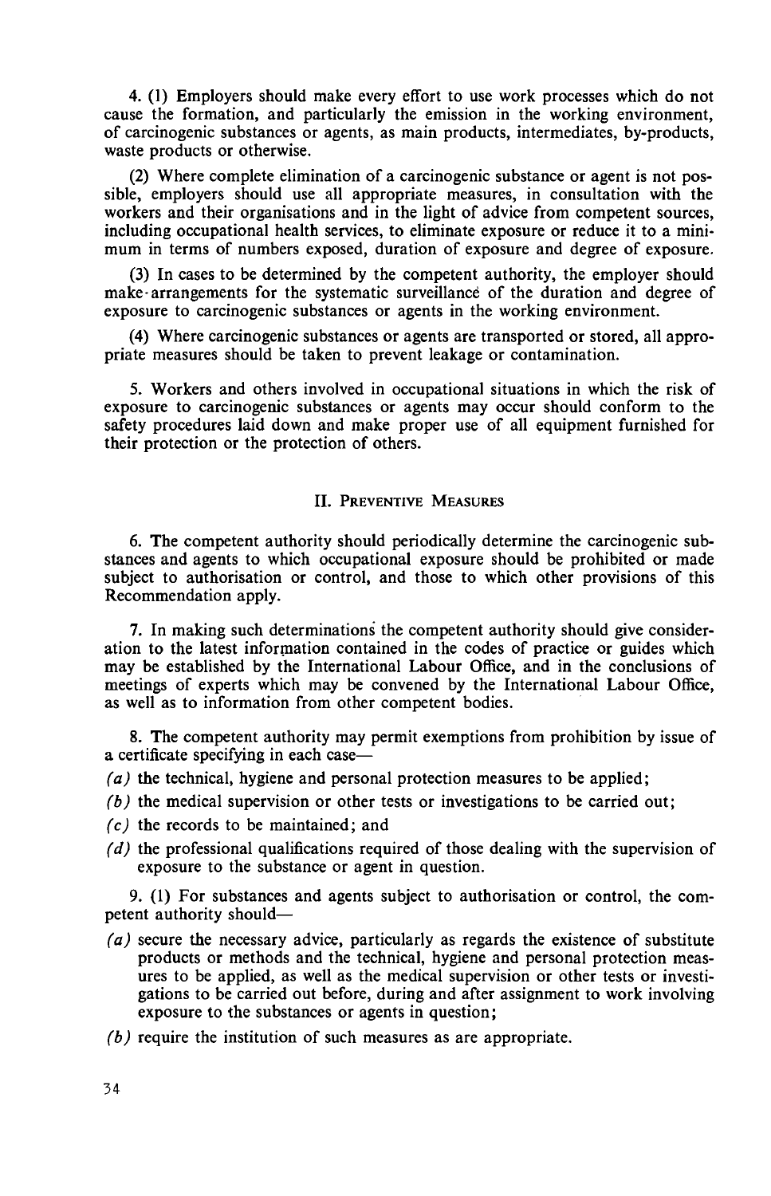4. (1) Employers should make every effort to use work processes which do not cause the formation, and particularly the emission in the working environment, of carcinogenic substances or agents, as main products, intermediates, by-products, waste products or otherwise.

(2) Where complete elimination of a carcinogenic substance or agent is not possible, employers should use all appropriate measures, in consultation with the workers and their organisations and in the light of advice from competent sources, including occupational health services, to eliminate exposure or reduce it to a minimum in terms of numbers exposed, duration of exposure and degree of exposure.

(3) In cases to be determined by the competent authority, the employer should make arrangements for the systematic surveillance of the duration and degree of exposure to carcinogenic substances or agents in the working environment.

(4) Where carcinogenic substances or agents are transported or stored, all appropriate measures should be taken to prevent leakage or contamination.

5. Workers and others involved in occupational situations in which the risk of exposure to carcinogenic substances or agents may occur should conform to the safety procedures laid down and make proper use of all equipment furnished for their protection or the protection of others.

## II. Preventive Measures

6. The competent authority should periodically determine the carcinogenic substances and agents to which occupational exposure should be prohibited or made subject to authorisation or control, and those to which other provisions of this Recommendation apply.

7. In making such determinations the competent authority should give consideration to the latest information contained in the codes of practice or guides which may be established by the International Labour Office, and in the conclusions of meetings of experts which may be convened by the International Labour Office, as well as to information from other competent bodies.

8. The competent authority may permit exemptions from prohibition by issue of a certificate specifying in each case—

*(a)* the technical, hygiene and personal protection measures to be applied;

*(b)* the medical supervision or other tests or investigations to be carried out;

*(c)* the records to be maintained; and

*(d)* the professional qualifications required of those dealing with the supervision of exposure to the substance or agent in question.

9. (1) For substances and agents subject to authorisation or control, the competent authority should—

*(a)* secure the necessary advice, particularly as regards the existence of substitute products or methods and the technical, hygiene and personal protection measures to be applied, as well as the medical supervision or other tests or investigations to be carried out before, during and after assignment to work involving exposure to the substances or agents in question;

*(b)* require the institution of such measures as are appropriate.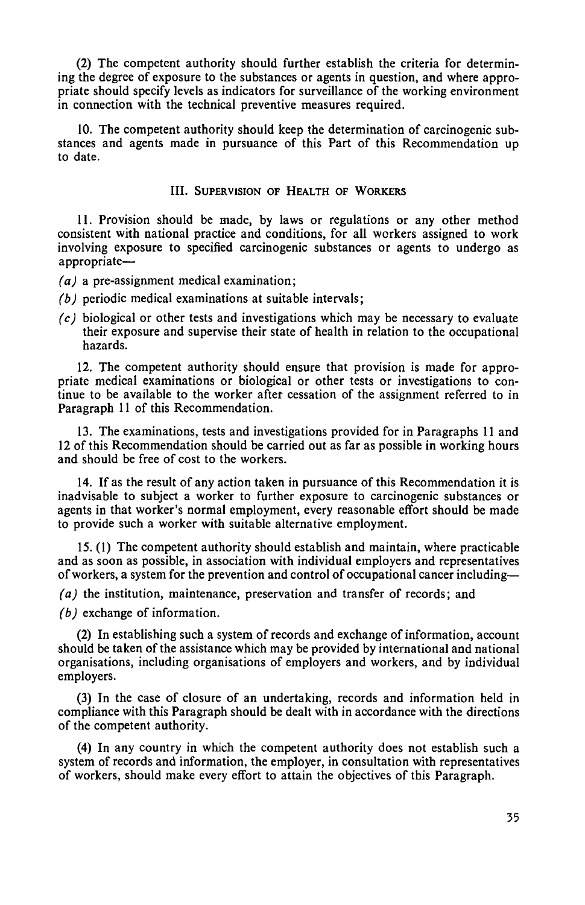(2) The competent authority should further establish the criteria for determining the degree of exposure to the substances or agents in question, and where appropriate should specify levels as indicators for surveillance of the working environment in connection with the technical preventive measures required.

10. The competent authority should keep the determination of carcinogenic substances and agents made in pursuance of this Part of this Recommendation up to date.

## III. Supervision of Health of Workers

11. Provision should be made, by laws or regulations or any other method consistent with national practice and conditions, for all workers assigned to work involving exposure to specified carcinogenic substances or agents to undergo as appropriate—

*(a)* a pre-assignment medical examination;

*(b)* periodic medical examinations at suitable intervals;

*(c)* biological or other tests and investigations which may be necessary to evaluate their exposure and supervise their state of health in relation to the occupational hazards.

12. The competent authority should ensure that provision is made for appropriate medical examinations or biological or other tests or investigations to continue to be available to the worker after cessation of the assignment referred to in Paragraph 11 of this Recommendation.

13. The examinations, tests and investigations provided for in Paragraphs 11 and 12 of this Recommendation should be carried out as far as possible in working hours and should be free of cost to the workers.

14. If as the result of any action taken in pursuance of this Recommendation it is inadvisable to subject a worker to further exposure to carcinogenic substances or agents in that worker's normal employment, every reasonable effort should be made to provide such a worker with suitable alternative employment.

15. (1) The competent authority should establish and maintain, where practicable and as soon as possible, in association with individual employers and representatives of workers, a system for the prevention and control of occupational cancer including—

*(a)* the institution, maintenance, preservation and transfer of records; and

*(b)* exchange of information.

(2) In establishing such a system of records and exchange of information, account should be taken of the assistance which may be provided by international and national organisations, including organisations of employers and workers, and by individual employers.

(3) In the case of closure of an undertaking, records and information held in compliance with this Paragraph should be dealt with in accordance with the directions of the competent authority.

(4) In any country in which the competent authority does not establish such a system of records and information, the employer, in consultation with representatives of workers, should make every effort to attain the objectives of this Paragraph.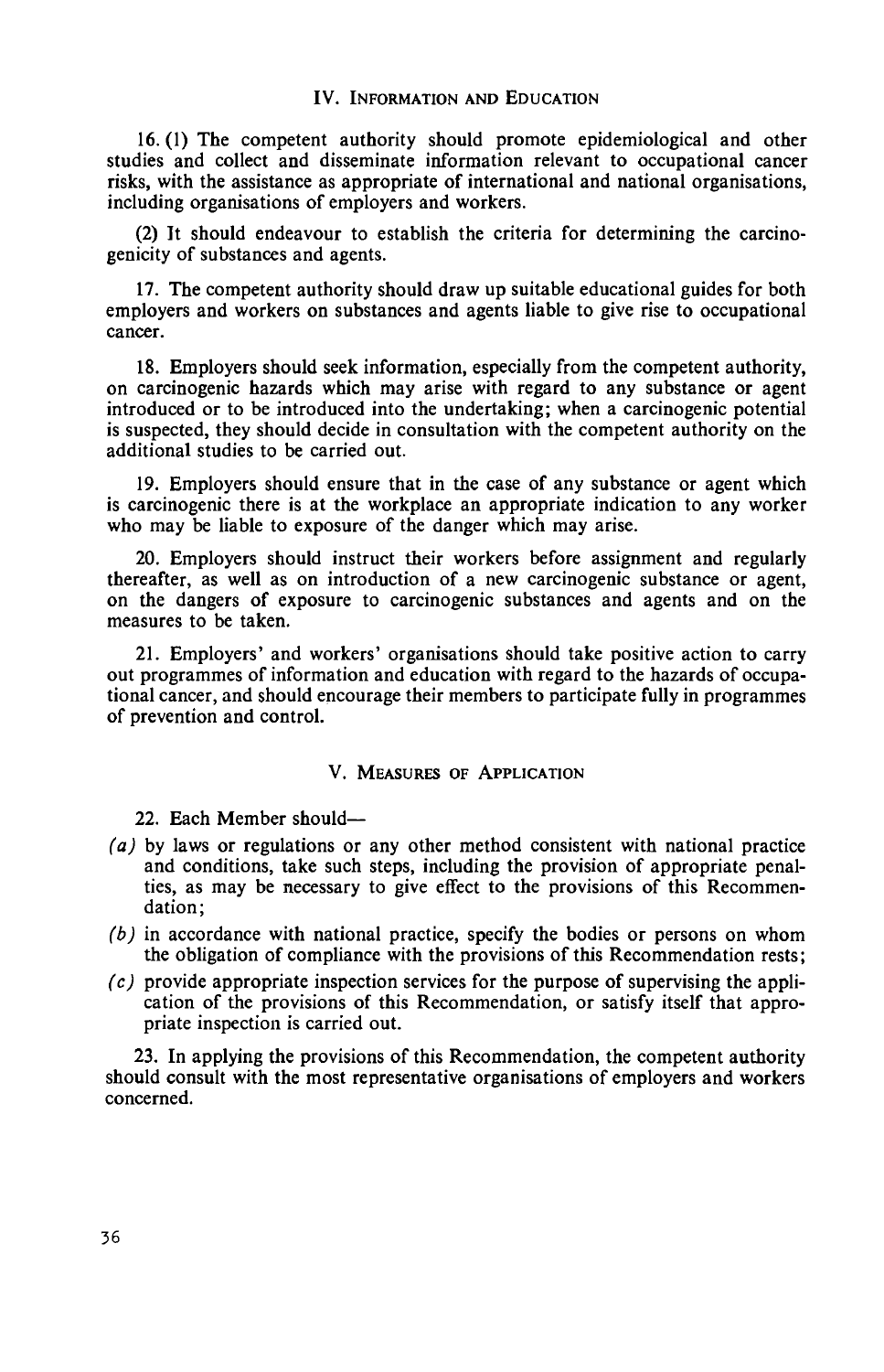## IV. Information and Education

16. (1) The competent authority should promote epidemiological and other studies and collect and disseminate information relevant to occupational cancer risks, with the assistance as appropriate of international and national organisations, including organisations of employers and workers.

(2) It should endeavour to establish the criteria for determining the carcinogenicity of substances and agents.

17. The competent authority should draw up suitable educational guides for both employers and workers on substances and agents liable to give rise to occupational cancer.

18. Employers should seek information, especially from the competent authority, on carcinogenic hazards which may arise with regard to any substance or agent introduced or to be introduced into the undertaking; when a carcinogenic potential is suspected, they should decide in consultation with the competent authority on the additional studies to be carried out.

19. Employers should ensure that in the case of any substance or agent which is carcinogenic there is at the workplace an appropriate indication to any worker who may be liable to exposure of the danger which may arise.

20. Employers should instruct their workers before assignment and regularly thereafter, as well as on introduction of a new carcinogenic substance or agent, on the dangers of exposure to carcinogenic substances and agents and on the measures to be taken.

21. Employers' and workers' organisations should take positive action to carry out programmes of information and education with regard to the hazards of occupational cancer, and should encourage their members to participate fully in programmes of prevention and control.

## V. Measures of Application

22. Each Member should—

*(a)* by laws or regulations or any other method consistent with national practice and conditions, take such steps, including the provision of appropriate penalties, as may be necessary to give effect to the provisions of this Recommendation;

*(b)* in accordance with national practice, specify the bodies or persons on whom the obligation of compliance with the provisions of this Recommendation rests;

*(c)* provide appropriate inspection services for the purpose of supervising the application of the provisions of this Recommendation, or satisfy itself that appropriate inspection is carried out.

23. In applying the provisions of this Recommendation, the competent authority should consult with the most representative organisations of employers and workers concerned.